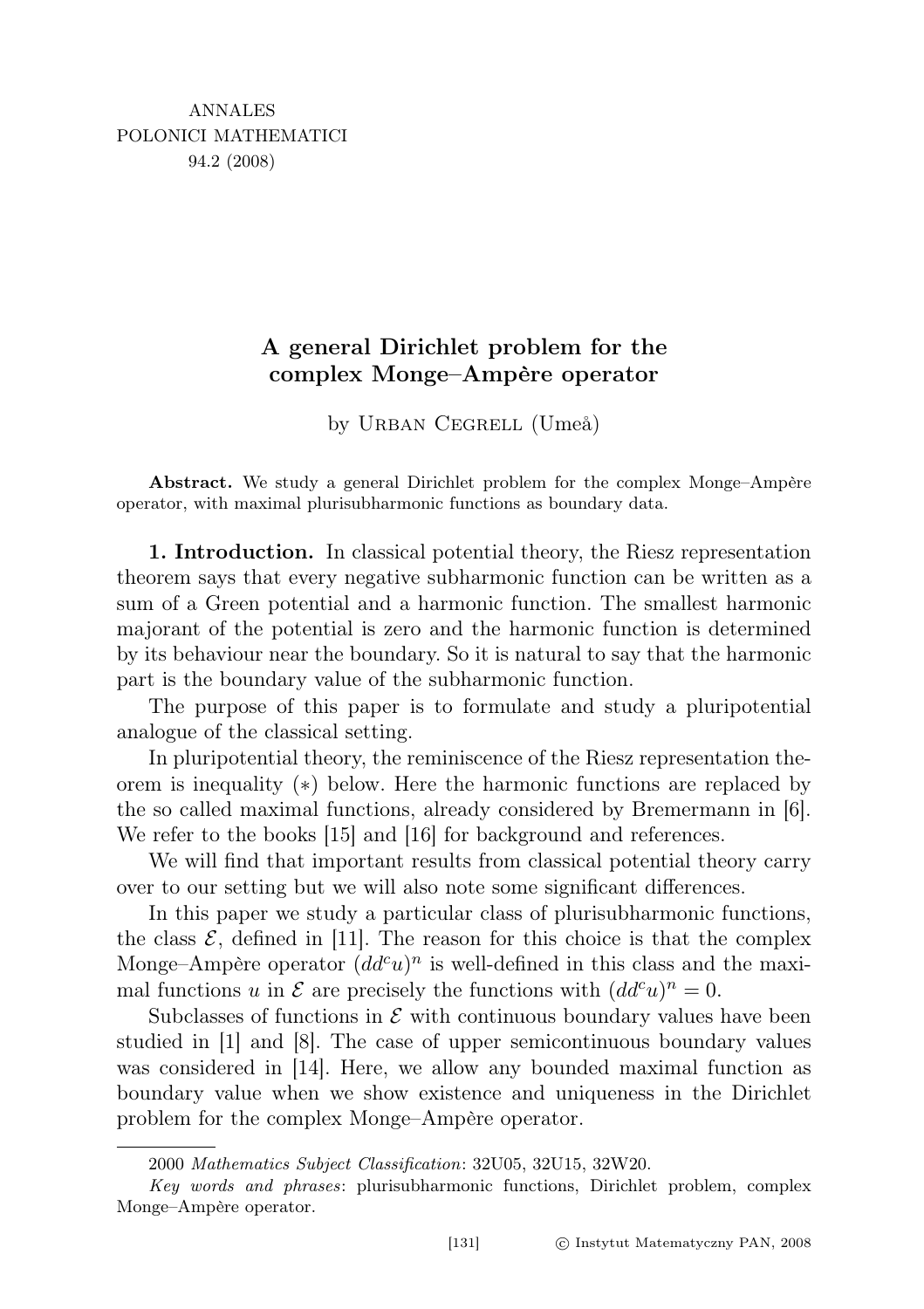ANNALES
POLONICI MATHEMATICI
94.2 (2008)

# A general Dirichlet problem for the complex Monge–Ampère operator

by Urban Cegrell (Umeå)

**Abstract.** We study a general Dirichlet problem for the complex Monge–Ampère operator, with maximal plurisubharmonic functions as boundary data.

**1. Introduction.** In classical potential theory, the Riesz representation theorem says that every negative subharmonic function can be written as a sum of a Green potential and a harmonic function. The smallest harmonic majorant of the potential is zero and the harmonic function is determined by its behaviour near the boundary. So it is natural to say that the harmonic part is the boundary value of the subharmonic function.

The purpose of this paper is to formulate and study a pluripotential analogue of the classical setting.

In pluripotential theory, the reminiscence of the Riesz representation theorem is inequality $(*)$ below. Here the harmonic functions are replaced by the so called maximal functions, already considered by Bremermann in [6]. We refer to the books [15] and [16] for background and references.

We will find that important results from classical potential theory carry over to our setting but we will also note some significant differences.

In this paper we study a particular class of plurisubharmonic functions, the class $\mathcal{E}$, defined in [11]. The reason for this choice is that the complex Monge–Ampère operator $(dd^c u)^n$ is well-defined in this class and the maximal functions $u$ in $\mathcal{E}$ are precisely the functions with $(dd^c u)^n = 0$.

Subclasses of functions in $\mathcal{E}$ with continuous boundary values have been studied in [1] and [8]. The case of upper semicontinuous boundary values was considered in [14]. Here, we allow any bounded maximal function as boundary value when we show existence and uniqueness in the Dirichlet problem for the complex Monge–Ampère operator.

2000 *Mathematics Subject Classification*: 32U05, 32U15, 32W20.

*Key words and phrases*: plurisubharmonic functions, Dirichlet problem, complex Monge–Ampère operator.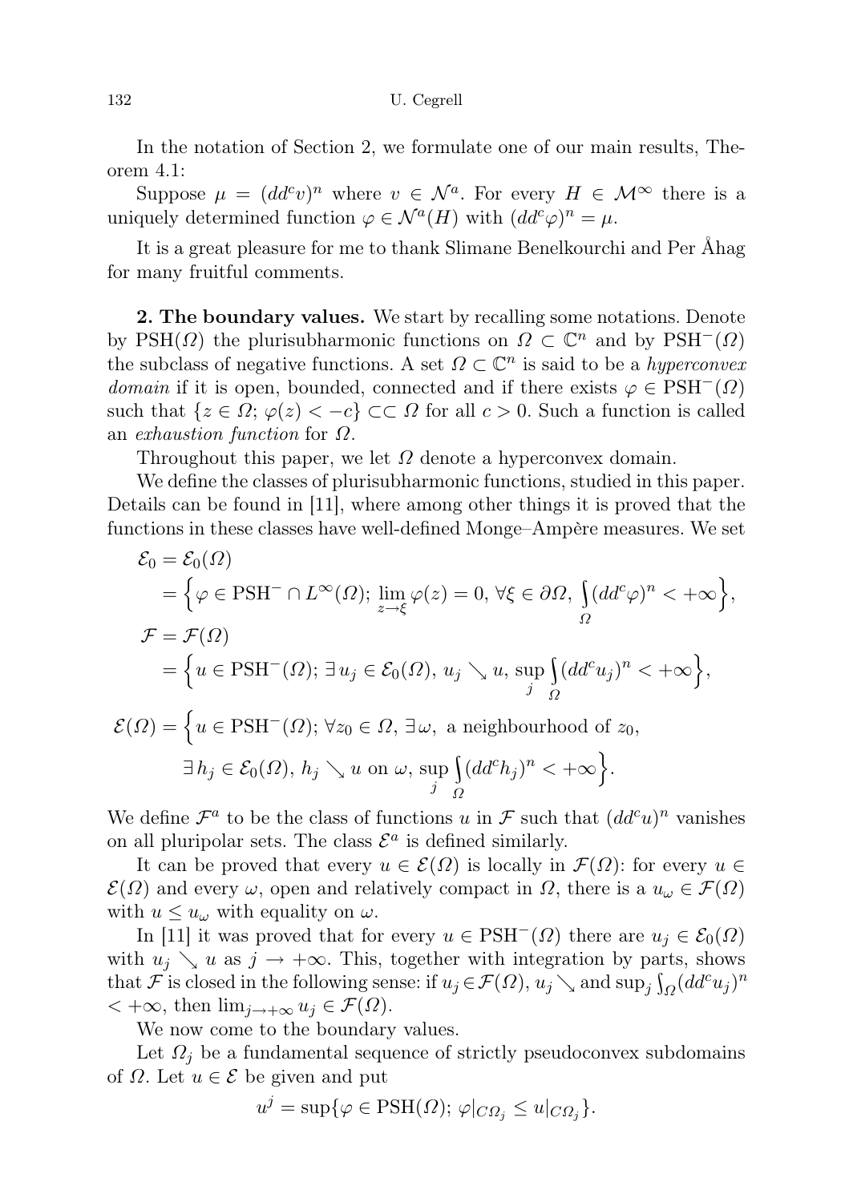In the notation of Section 2, we formulate one of our main results, Theorem 4.1:

Suppose $\mu = (dd^c v)^n$ where $v \in \mathcal{N}^a$. For every $H \in \mathcal{M}^\infty$ there is a uniquely determined function $\varphi \in \mathcal{N}^a(H)$ with $(dd^c\varphi)^n = \mu$.

It is a great pleasure for me to thank Slimane Benelkourchi and Per Åhag for many fruitful comments.

**2. The boundary values.** We start by recalling some notations. Denote by $\mathrm{PSH}(\Omega)$ the plurisubharmonic functions on $\Omega \subset \mathbb{C}^n$ and by $\mathrm{PSH}^-(\Omega)$ the subclass of negative functions. A set $\Omega \subset \mathbb{C}^n$ is said to be a *hyperconvex domain* if it is open, bounded, connected and if there exists $\varphi \in \mathrm{PSH}^-(\Omega)$ such that $\{z \in \Omega;\, \varphi(z) < -c\} \subset\subset \Omega$ for all $c > 0$. Such a function is called an *exhaustion function* for $\Omega$.

Throughout this paper, we let $\Omega$ denote a hyperconvex domain.

We define the classes of plurisubharmonic functions, studied in this paper. Details can be found in [11], where among other things it is proved that the functions in these classes have well-defined Monge–Ampère measures. We set

$$
\begin{aligned}
\mathcal{E}_0 &= \mathcal{E}_0(\Omega) \\
&= \Big\{\varphi \in \mathrm{PSH}^- \cap L^\infty(\Omega);\ \lim_{z\to\xi}\varphi(z) = 0,\ \forall \xi \in \partial\Omega,\ \int_\Omega (dd^c\varphi)^n < +\infty\Big\}, \\
\mathcal{F} &= \mathcal{F}(\Omega) \\
&= \Big\{u \in \mathrm{PSH}^-(\Omega);\ \exists\, u_j \in \mathcal{E}_0(\Omega),\ u_j \searrow u,\ \sup_j \int_\Omega (dd^c u_j)^n < +\infty\Big\},
\end{aligned}
$$

$$
\begin{aligned}
\mathcal{E}(\Omega) = \Big\{&u \in \mathrm{PSH}^-(\Omega);\ \forall z_0 \in \Omega,\ \exists\,\omega,\ \text{a neighbourhood of } z_0, \\
&\exists\, h_j \in \mathcal{E}_0(\Omega),\ h_j \searrow u \text{ on } \omega,\ \sup_j \int_\Omega (dd^c h_j)^n < +\infty\Big\}.
\end{aligned}
$$

We define $\mathcal{F}^a$ to be the class of functions $u$ in $\mathcal{F}$ such that $(dd^c u)^n$ vanishes on all pluripolar sets. The class $\mathcal{E}^a$ is defined similarly.

It can be proved that every $u \in \mathcal{E}(\Omega)$ is locally in $\mathcal{F}(\Omega)$: for every $u \in \mathcal{E}(\Omega)$ and every $\omega$, open and relatively compact in $\Omega$, there is a $u_\omega \in \mathcal{F}(\Omega)$ with $u \le u_\omega$ with equality on $\omega$.

In [11] it was proved that for every $u \in \mathrm{PSH}^-(\Omega)$ there are $u_j \in \mathcal{E}_0(\Omega)$ with $u_j \searrow u$ as $j \to +\infty$. This, together with integration by parts, shows that $\mathcal{F}$ is closed in the following sense: if $u_j \in \mathcal{F}(\Omega)$, $u_j \searrow$ and $\sup_j \int_\Omega (dd^c u_j)^n < +\infty$, then $\lim_{j\to+\infty} u_j \in \mathcal{F}(\Omega)$.

We now come to the boundary values.

Let $\Omega_j$ be a fundamental sequence of strictly pseudoconvex subdomains of $\Omega$. Let $u \in \mathcal{E}$ be given and put

$$
u^j = \sup\{\varphi \in \mathrm{PSH}(\Omega);\ \varphi|_{C\Omega_j} \le u|_{C\Omega_j}\}.
$$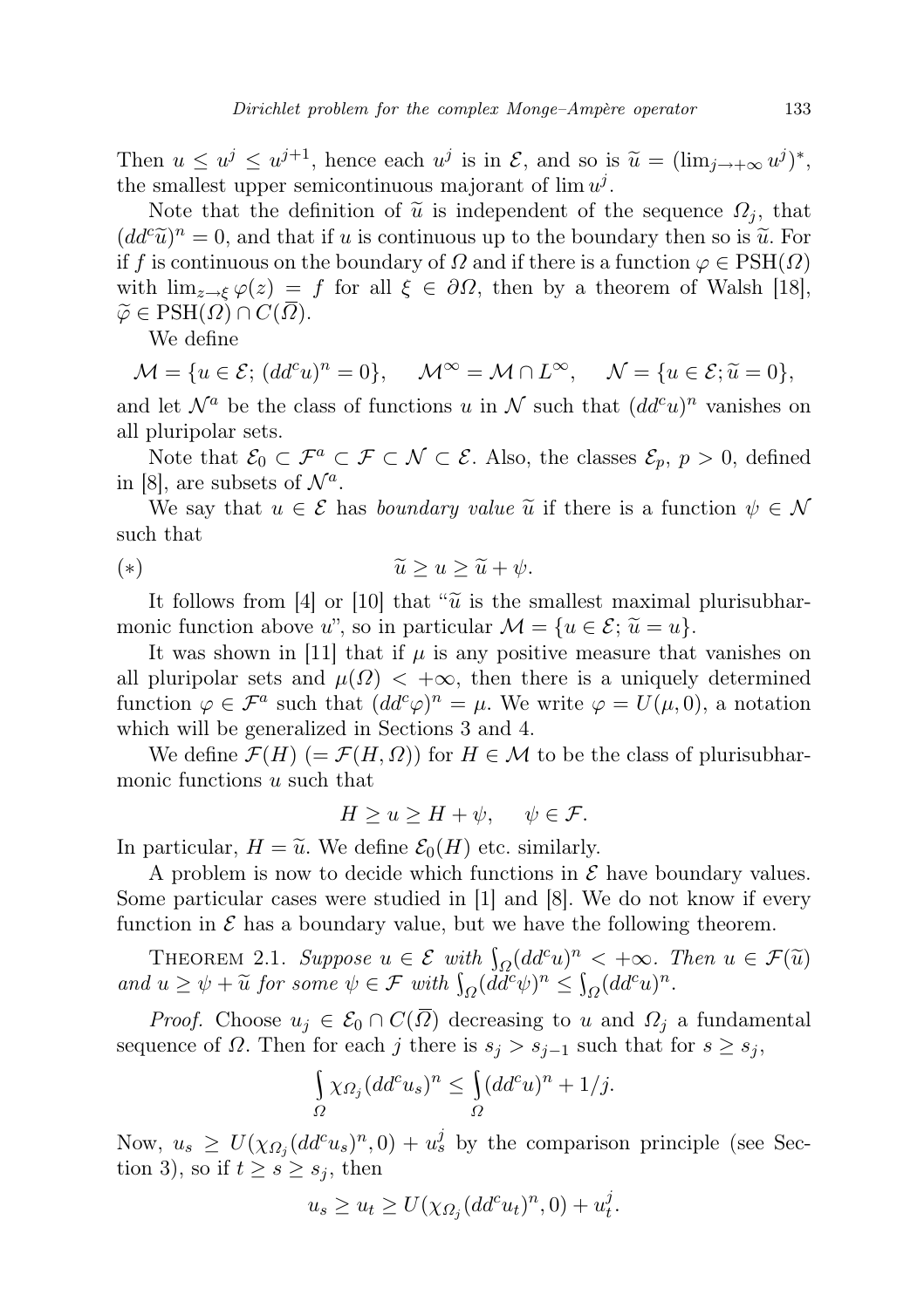Then $u \le u^j \le u^{j+1}$, hence each $u^j$ is in $\mathcal{E}$, and so is $\widetilde{u} = (\lim_{j\to+\infty} u^j)^*$, the smallest upper semicontinuous majorant of $\lim u^j$.

Note that the definition of $\widetilde{u}$ is independent of the sequence $\Omega_j$, that $(dd^c\widetilde{u})^n = 0$, and that if $u$ is continuous up to the boundary then so is $\widetilde{u}$. For if $f$ is continuous on the boundary of $\Omega$ and if there is a function $\varphi \in \mathrm{PSH}(\Omega)$ with $\lim_{z\to\xi} \varphi(z) = f$ for all $\xi \in \partial\Omega$, then by a theorem of Walsh [18], $\widetilde{\varphi} \in \mathrm{PSH}(\Omega) \cap C(\overline{\Omega})$.

We define

$$\mathcal{M} = \{u \in \mathcal{E};\, (dd^c u)^n = 0\}, \quad \mathcal{M}^\infty = \mathcal{M} \cap L^\infty, \quad \mathcal{N} = \{u \in \mathcal{E}; \widetilde{u} = 0\},$$

and let $\mathcal{N}^a$ be the class of functions $u$ in $\mathcal{N}$ such that $(dd^c u)^n$ vanishes on all pluripolar sets.

Note that $\mathcal{E}_0 \subset \mathcal{F}^a \subset \mathcal{F} \subset \mathcal{N} \subset \mathcal{E}$. Also, the classes $\mathcal{E}_p$, $p > 0$, defined in [8], are subsets of $\mathcal{N}^a$.

We say that $u \in \mathcal{E}$ has *boundary value* $\widetilde{u}$ if there is a function $\psi \in \mathcal{N}$ such that

$$(*) \qquad \widetilde{u} \ge u \ge \widetilde{u} + \psi.$$

It follows from [4] or [10] that "$\widetilde{u}$ is the smallest maximal plurisubharmonic function above $u$", so in particular $\mathcal{M} = \{u \in \mathcal{E};\, \widetilde{u} = u\}$.

It was shown in [11] that if $\mu$ is any positive measure that vanishes on all pluripolar sets and $\mu(\Omega) < +\infty$, then there is a uniquely determined function $\varphi \in \mathcal{F}^a$ such that $(dd^c\varphi)^n = \mu$. We write $\varphi = U(\mu, 0)$, a notation which will be generalized in Sections 3 and 4.

We define $\mathcal{F}(H)$ $(= \mathcal{F}(H, \Omega))$ for $H \in \mathcal{M}$ to be the class of plurisubharmonic functions $u$ such that

$$H \ge u \ge H + \psi, \quad \psi \in \mathcal{F}.$$

In particular, $H = \widetilde{u}$. We define $\mathcal{E}_0(H)$ etc. similarly.

A problem is now to decide which functions in $\mathcal{E}$ have boundary values. Some particular cases were studied in [1] and [8]. We do not know if every function in $\mathcal{E}$ has a boundary value, but we have the following theorem.

**Theorem 2.1.** *Suppose $u \in \mathcal{E}$ with $\int_\Omega (dd^c u)^n < +\infty$. Then $u \in \mathcal{F}(\widetilde{u})$ and $u \ge \psi + \widetilde{u}$ for some $\psi \in \mathcal{F}$ with $\int_\Omega (dd^c\psi)^n \le \int_\Omega (dd^c u)^n$.*

*Proof.* Choose $u_j \in \mathcal{E}_0 \cap C(\overline{\Omega})$ decreasing to $u$ and $\Omega_j$ a fundamental sequence of $\Omega$. Then for each $j$ there is $s_j > s_{j-1}$ such that for $s \ge s_j$,

$$\int_\Omega \chi_{\Omega_j} (dd^c u_s)^n \le \int_\Omega (dd^c u)^n + 1/j.$$

Now, $u_s \ge U(\chi_{\Omega_j}(dd^c u_s)^n, 0) + u_s^j$ by the comparison principle (see Section 3), so if $t \ge s \ge s_j$, then

$$u_s \ge u_t \ge U(\chi_{\Omega_j}(dd^c u_t)^n, 0) + u_t^j.$$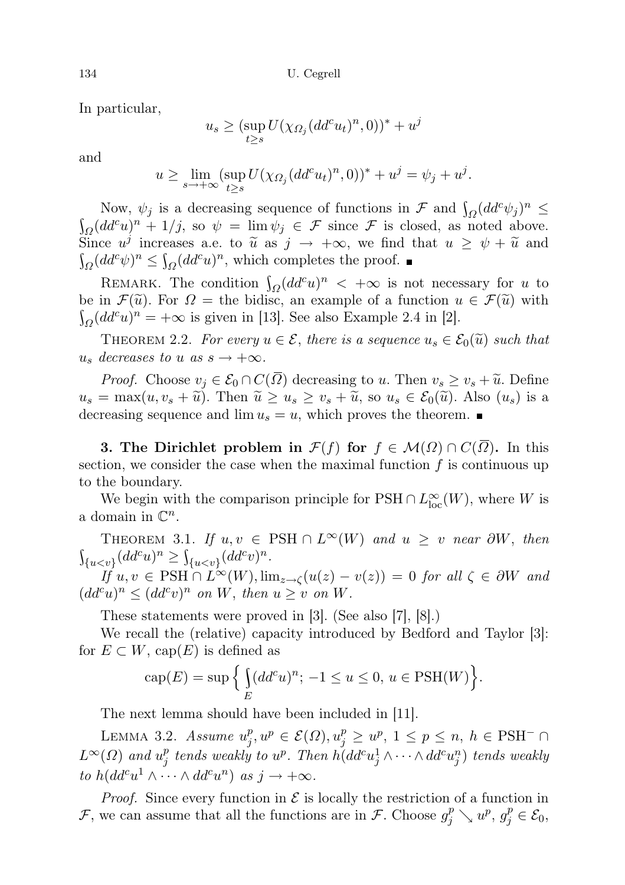In particular,

$$u_s \geq (\sup_{t\geq s} U(\chi_{\Omega_j}(dd^c u_t)^n, 0))^* + u^j$$

and

$$u \geq \lim_{s\to+\infty} (\sup_{t\geq s} U(\chi_{\Omega_j}(dd^c u_t)^n, 0))^* + u^j = \psi_j + u^j.$$

Now, $\psi_j$ is a decreasing sequence of functions in $\mathcal{F}$ and $\int_\Omega (dd^c\psi_j)^n \leq \int_\Omega (dd^c u)^n + 1/j$, so $\psi = \lim \psi_j \in \mathcal{F}$ since $\mathcal{F}$ is closed, as noted above. Since $u^j$ increases a.e. to $\widetilde{u}$ as $j \to +\infty$, we find that $u \geq \psi + \widetilde{u}$ and $\int_\Omega (dd^c\psi)^n \leq \int_\Omega (dd^c u)^n$, which completes the proof. ∎

Remark. The condition $\int_\Omega (dd^c u)^n < +\infty$ is not necessary for $u$ to be in $\mathcal{F}(\widetilde{u})$. For $\Omega =$ the bidisc, an example of a function $u \in \mathcal{F}(\widetilde{u})$ with $\int_\Omega (dd^c u)^n = +\infty$ is given in [13]. See also Example 2.4 in [2].

Theorem 2.2. *For every $u \in \mathcal{E}$, there is a sequence $u_s \in \mathcal{E}_0(\widetilde{u})$ such that $u_s$ decreases to $u$ as $s \to +\infty$.*

*Proof.* Choose $v_j \in \mathcal{E}_0 \cap C(\overline{\Omega})$ decreasing to $u$. Then $v_s \geq v_s + \widetilde{u}$. Define $u_s = \max(u, v_s + \widetilde{u})$. Then $\widetilde{u} \geq u_s \geq v_s + \widetilde{u}$, so $u_s \in \mathcal{E}_0(\widetilde{u})$. Also $(u_s)$ is a decreasing sequence and $\lim u_s = u$, which proves the theorem. ∎

**3. The Dirichlet problem in $\mathcal{F}(f)$ for $f \in \mathcal{M}(\Omega) \cap C(\overline{\Omega})$.** In this section, we consider the case when the maximal function $f$ is continuous up to the boundary.

We begin with the comparison principle for $\mathrm{PSH} \cap L^\infty_{\mathrm{loc}}(W)$, where $W$ is a domain in $\mathbb{C}^n$.

Theorem 3.1. *If $u, v \in \mathrm{PSH} \cap L^\infty(W)$ and $u \geq v$ near $\partial W$, then $\int_{\{u<v\}} (dd^c u)^n \geq \int_{\{u<v\}} (dd^c v)^n$.*

*If $u, v \in \mathrm{PSH} \cap L^\infty(W)$, $\lim_{z\to\zeta}(u(z) - v(z)) = 0$ for all $\zeta \in \partial W$ and $(dd^c u)^n \leq (dd^c v)^n$ on $W$, then $u \geq v$ on $W$.*

These statements were proved in [3]. (See also [7], [8].)

We recall the (relative) capacity introduced by Bedford and Taylor [3]: for $E \subset W$, $\mathrm{cap}(E)$ is defined as

$$\mathrm{cap}(E) = \sup\Big\{ \int_E (dd^c u)^n;\ -1 \leq u \leq 0,\ u \in \mathrm{PSH}(W)\Big\}.$$

The next lemma should have been included in [11].

Lemma 3.2. *Assume $u_j^p, u^p \in \mathcal{E}(\Omega)$, $u_j^p \geq u^p$, $1 \leq p \leq n$, $h \in \mathrm{PSH}^- \cap L^\infty(\Omega)$ and $u_j^p$ tends weakly to $u^p$. Then $h(dd^c u_j^1 \wedge \cdots \wedge dd^c u_j^n)$ tends weakly to $h(dd^c u^1 \wedge \cdots \wedge dd^c u^n)$ as $j \to +\infty$.*

*Proof.* Since every function in $\mathcal{E}$ is locally the restriction of a function in $\mathcal{F}$, we can assume that all the functions are in $\mathcal{F}$. Choose $g_j^p \searrow u^p$, $g_j^p \in \mathcal{E}_0$,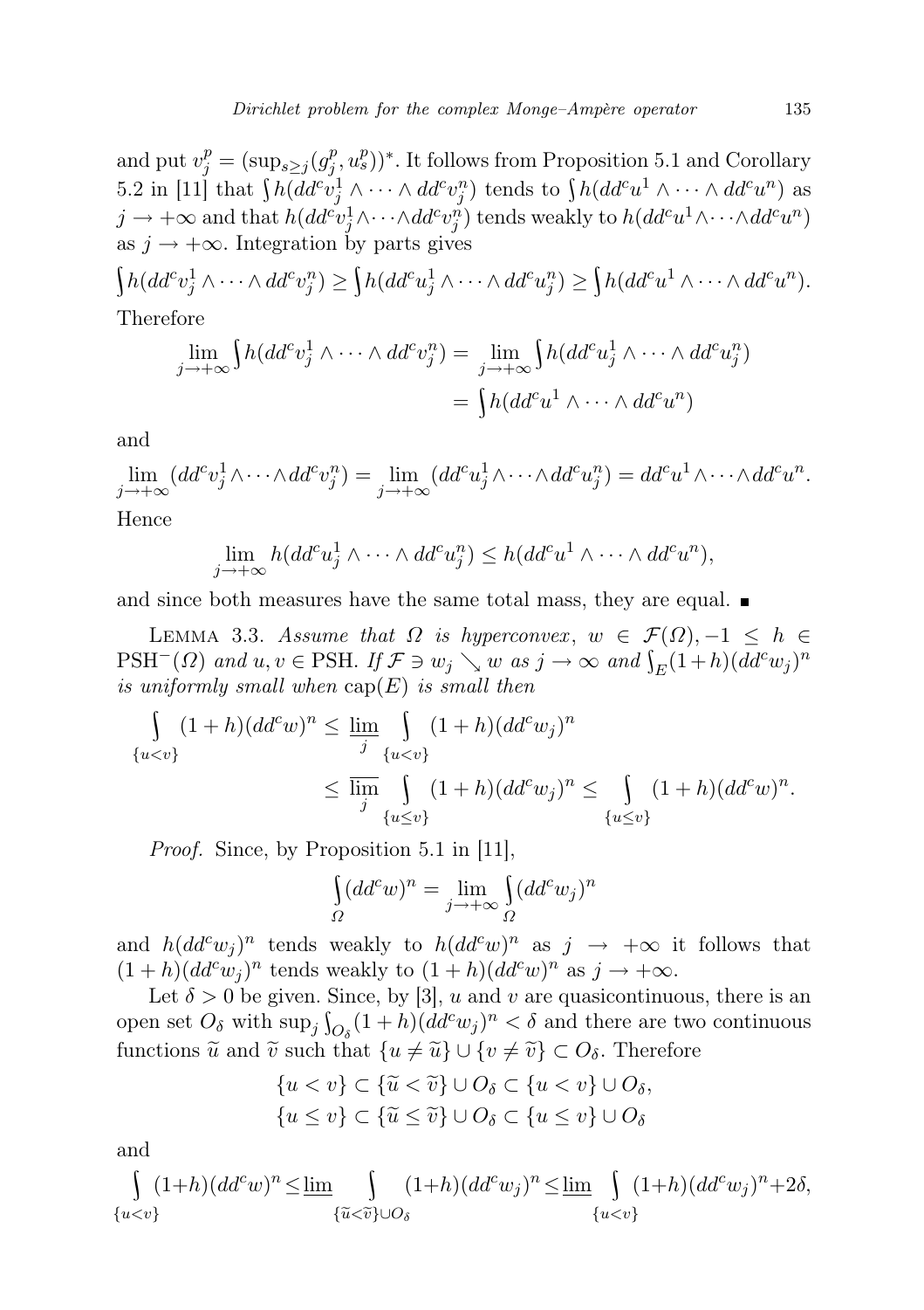and put $v_j^p = (\sup_{s\geq j}(g_j^p, u_s^p))^*$. It follows from Proposition 5.1 and Corollary 5.2 in [11] that $\int h(dd^c v_j^1 \wedge \cdots \wedge dd^c v_j^n)$ tends to $\int h(dd^c u^1 \wedge \cdots \wedge dd^c u^n)$ as $j \to +\infty$ and that $h(dd^c v_j^1 \wedge \cdots \wedge dd^c v_j^n)$ tends weakly to $h(dd^c u^1 \wedge \cdots \wedge dd^c u^n)$ as $j \to +\infty$. Integration by parts gives

$$\int h(dd^c v_j^1 \wedge \cdots \wedge dd^c v_j^n) \geq \int h(dd^c u_j^1 \wedge \cdots \wedge dd^c u_j^n) \geq \int h(dd^c u^1 \wedge \cdots \wedge dd^c u^n).$$

Therefore

$$\begin{aligned}\lim_{j\to+\infty} \int h(dd^c v_j^1 \wedge \cdots \wedge dd^c v_j^n) &= \lim_{j\to+\infty} \int h(dd^c u_j^1 \wedge \cdots \wedge dd^c u_j^n) \\ &= \int h(dd^c u^1 \wedge \cdots \wedge dd^c u^n)\end{aligned}$$

and

$$\lim_{j\to+\infty} (dd^c v_j^1 \wedge \cdots \wedge dd^c v_j^n) = \lim_{j\to+\infty} (dd^c u_j^1 \wedge \cdots \wedge dd^c u_j^n) = dd^c u^1 \wedge \cdots \wedge dd^c u^n.$$

Hence

$$\lim_{j\to+\infty} h(dd^c u_j^1 \wedge \cdots \wedge dd^c u_j^n) \leq h(dd^c u^1 \wedge \cdots \wedge dd^c u^n),$$

and since both measures have the same total mass, they are equal. ∎

Lemma 3.3. *Assume that $\Omega$ is hyperconvex, $w \in \mathcal{F}(\Omega)$, $-1 \leq h \in \mathrm{PSH}^-(\Omega)$ and $u, v \in \mathrm{PSH}$. If $\mathcal{F} \ni w_j \searrow w$ as $j \to \infty$ and $\int_E (1+h)(dd^c w_j)^n$ is uniformly small when $\mathrm{cap}(E)$ is small then*

$$\begin{aligned}\int_{\{u<v\}} (1+h)(dd^c w)^n &\leq \varliminf_j \int_{\{u<v\}} (1+h)(dd^c w_j)^n \\ &\leq \varlimsup_j \int_{\{u\leq v\}} (1+h)(dd^c w_j)^n \leq \int_{\{u\leq v\}} (1+h)(dd^c w)^n.\end{aligned}$$

*Proof.* Since, by Proposition 5.1 in [11],

$$\int_\Omega (dd^c w)^n = \lim_{j\to+\infty} \int_\Omega (dd^c w_j)^n$$

and $h(dd^c w_j)^n$ tends weakly to $h(dd^c w)^n$ as $j \to +\infty$ it follows that $(1+h)(dd^c w_j)^n$ tends weakly to $(1+h)(dd^c w)^n$ as $j \to +\infty$.

Let $\delta > 0$ be given. Since, by [3], $u$ and $v$ are quasicontinuous, there is an open set $O_\delta$ with $\sup_j \int_{O_\delta} (1+h)(dd^c w_j)^n < \delta$ and there are two continuous functions $\widetilde{u}$ and $\widetilde{v}$ such that $\{u \neq \widetilde{u}\} \cup \{v \neq \widetilde{v}\} \subset O_\delta$. Therefore

$$\begin{aligned}\{u < v\} &\subset \{\widetilde{u} < \widetilde{v}\} \cup O_\delta \subset \{u < v\} \cup O_\delta, \\ \{u \leq v\} &\subset \{\widetilde{u} \leq \widetilde{v}\} \cup O_\delta \subset \{u \leq v\} \cup O_\delta\end{aligned}$$

and

$$\int_{\{u<v\}} (1+h)(dd^c w)^n \leq \varliminf \int_{\{\widetilde{u}<\widetilde{v}\}\cup O_\delta} (1+h)(dd^c w_j)^n \leq \varliminf \int_{\{u<v\}} (1+h)(dd^c w_j)^n + 2\delta,$$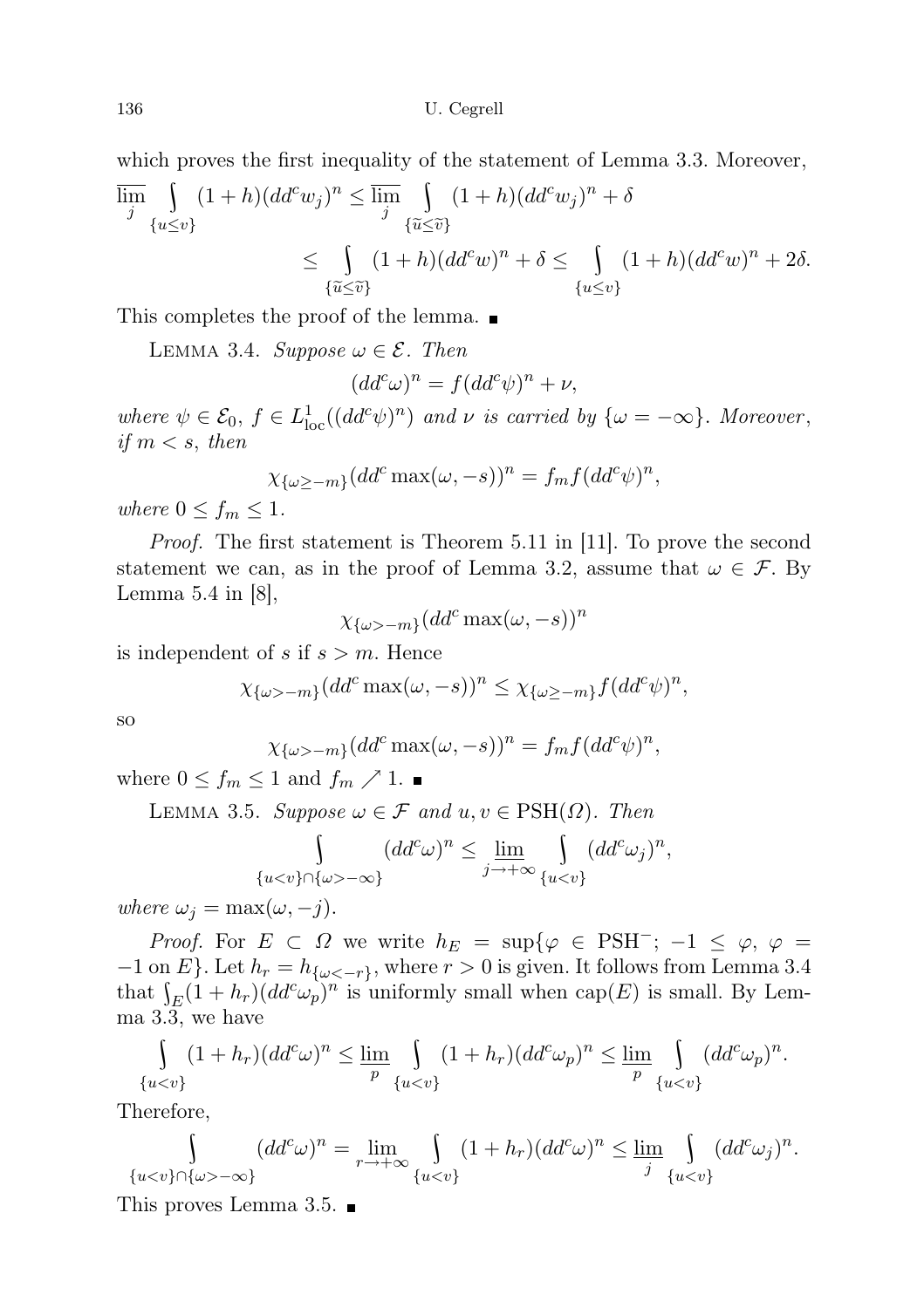which proves the first inequality of the statement of Lemma 3.3. Moreover,

$$\varlimsup_j \int\limits_{\{u\le v\}} (1+h)(dd^c w_j)^n \le \varlimsup_j \int\limits_{\{\widetilde{u}\le \widetilde{v}\}} (1+h)(dd^c w_j)^n + \delta$$

$$\le \int\limits_{\{\widetilde{u}\le \widetilde{v}\}} (1+h)(dd^c w)^n + \delta \le \int\limits_{\{u\le v\}} (1+h)(dd^c w)^n + 2\delta.$$

This completes the proof of the lemma. ∎

Lemma 3.4. *Suppose $\omega \in \mathcal{E}$. Then*

$$(dd^c\omega)^n = f(dd^c\psi)^n + \nu,$$

*where $\psi \in \mathcal{E}_0$, $f \in L^1_{\text{loc}}((dd^c\psi)^n)$ and $\nu$ is carried by $\{\omega = -\infty\}$. Moreover, if $m < s$, then*

$$\chi_{\{\omega \ge -m\}}(dd^c \max(\omega, -s))^n = f_m f (dd^c\psi)^n,$$

*where $0 \le f_m \le 1$.*

*Proof.* The first statement is Theorem 5.11 in [11]. To prove the second statement we can, as in the proof of Lemma 3.2, assume that $\omega \in \mathcal{F}$. By Lemma 5.4 in [8],

$$\chi_{\{\omega > -m\}}(dd^c \max(\omega, -s))^n$$

is independent of $s$ if $s > m$. Hence

$$\chi_{\{\omega > -m\}}(dd^c \max(\omega, -s))^n \le \chi_{\{\omega \ge -m\}} f (dd^c\psi)^n,$$

so

$$\chi_{\{\omega > -m\}}(dd^c \max(\omega, -s))^n = f_m f (dd^c\psi)^n,$$

where $0 \le f_m \le 1$ and $f_m \nearrow 1$. ∎

Lemma 3.5. *Suppose $\omega \in \mathcal{F}$ and $u, v \in \text{PSH}(\Omega)$. Then*

$$\int\limits_{\{u<v\}\cap\{\omega>-\infty\}} (dd^c\omega)^n \le \varliminf_{j\to+\infty} \int\limits_{\{u<v\}} (dd^c\omega_j)^n,$$

*where $\omega_j = \max(\omega, -j)$.*

*Proof.* For $E \subset \Omega$ we write $h_E = \sup\{\varphi \in \text{PSH}^-;\ -1 \le \varphi,\ \varphi = -1 \text{ on } E\}$. Let $h_r = h_{\{\omega < -r\}}$, where $r > 0$ is given. It follows from Lemma 3.4 that $\int_E (1+h_r)(dd^c\omega_p)^n$ is uniformly small when $\text{cap}(E)$ is small. By Lemma 3.3, we have

$$\int\limits_{\{u<v\}} (1+h_r)(dd^c\omega)^n \le \varliminf_p \int\limits_{\{u<v\}} (1+h_r)(dd^c\omega_p)^n \le \varliminf_p \int\limits_{\{u<v\}} (dd^c\omega_p)^n.$$

Therefore,

$$\int\limits_{\{u<v\}\cap\{\omega>-\infty\}} (dd^c\omega)^n = \lim_{r\to+\infty} \int\limits_{\{u<v\}} (1+h_r)(dd^c\omega)^n \le \varliminf_j \int\limits_{\{u<v\}} (dd^c\omega_j)^n.$$

This proves Lemma 3.5. ∎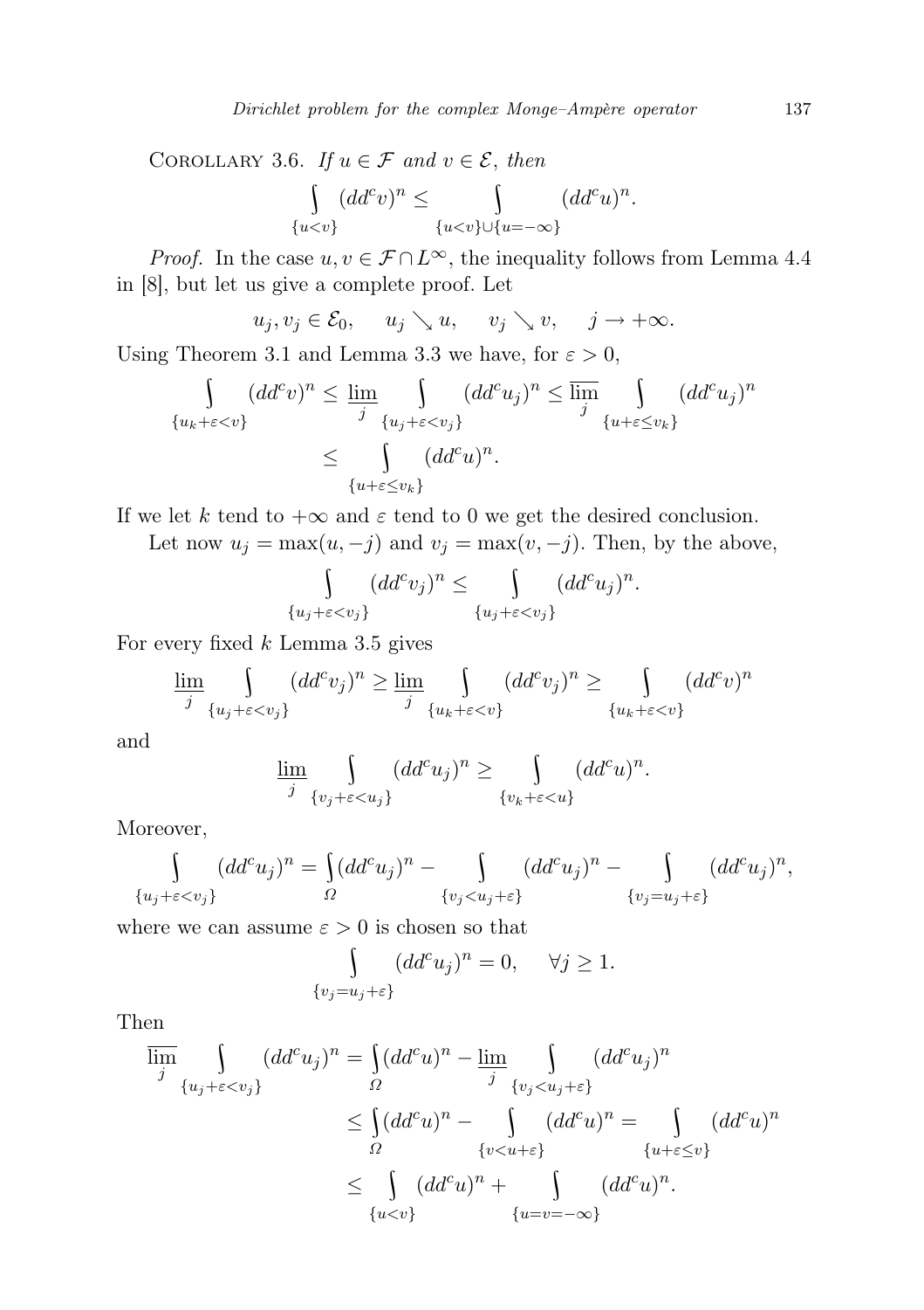COROLLARY 3.6. *If $u \in \mathcal{F}$ and $v \in \mathcal{E}$, then*

$$\int_{\{u<v\}} (dd^c v)^n \le \int_{\{u<v\} \cup \{u=-\infty\}} (dd^c u)^n.$$

*Proof.* In the case $u, v \in \mathcal{F} \cap L^\infty$, the inequality follows from Lemma 4.4 in [8], but let us give a complete proof. Let

$$u_j, v_j \in \mathcal{E}_0, \quad u_j \searrow u, \quad v_j \searrow v, \quad j \to +\infty.$$

Using Theorem 3.1 and Lemma 3.3 we have, for $\varepsilon > 0$,

$$\begin{aligned}
\int_{\{u_k+\varepsilon<v\}} (dd^c v)^n &\le \varliminf_j \int_{\{u_j+\varepsilon<v_j\}} (dd^c u_j)^n \le \varlimsup_j \int_{\{u+\varepsilon\le v_k\}} (dd^c u_j)^n \\
&\le \int_{\{u+\varepsilon\le v_k\}} (dd^c u)^n.
\end{aligned}$$

If we let $k$ tend to $+\infty$ and $\varepsilon$ tend to 0 we get the desired conclusion.

Let now $u_j = \max(u, -j)$ and $v_j = \max(v, -j)$. Then, by the above,

$$\int_{\{u_j+\varepsilon<v_j\}} (dd^c v_j)^n \le \int_{\{u_j+\varepsilon<v_j\}} (dd^c u_j)^n.$$

For every fixed $k$ Lemma 3.5 gives

$$\varliminf_j \int_{\{u_j+\varepsilon<v_j\}} (dd^c v_j)^n \ge \varliminf_j \int_{\{u_k+\varepsilon<v\}} (dd^c v_j)^n \ge \int_{\{u_k+\varepsilon<v\}} (dd^c v)^n$$

and

$$\varliminf_j \int_{\{v_j+\varepsilon<u_j\}} (dd^c u_j)^n \ge \int_{\{v_k+\varepsilon<u\}} (dd^c u)^n.$$

Moreover,

$$\int_{\{u_j+\varepsilon<v_j\}} (dd^c u_j)^n = \int_\Omega (dd^c u_j)^n - \int_{\{v_j<u_j+\varepsilon\}} (dd^c u_j)^n - \int_{\{v_j=u_j+\varepsilon\}} (dd^c u_j)^n,$$

where we can assume $\varepsilon > 0$ is chosen so that

$$\int_{\{v_j=u_j+\varepsilon\}} (dd^c u_j)^n = 0, \quad \forall j \ge 1.$$

Then

$$\begin{aligned}
\varlimsup_j \int_{\{u_j+\varepsilon<v_j\}} (dd^c u_j)^n &= \int_\Omega (dd^c u)^n - \varliminf_j \int_{\{v_j<u_j+\varepsilon\}} (dd^c u_j)^n \\
&\le \int_\Omega (dd^c u)^n - \int_{\{v<u+\varepsilon\}} (dd^c u)^n = \int_{\{u+\varepsilon\le v\}} (dd^c u)^n \\
&\le \int_{\{u<v\}} (dd^c u)^n + \int_{\{u=v=-\infty\}} (dd^c u)^n.
\end{aligned}$$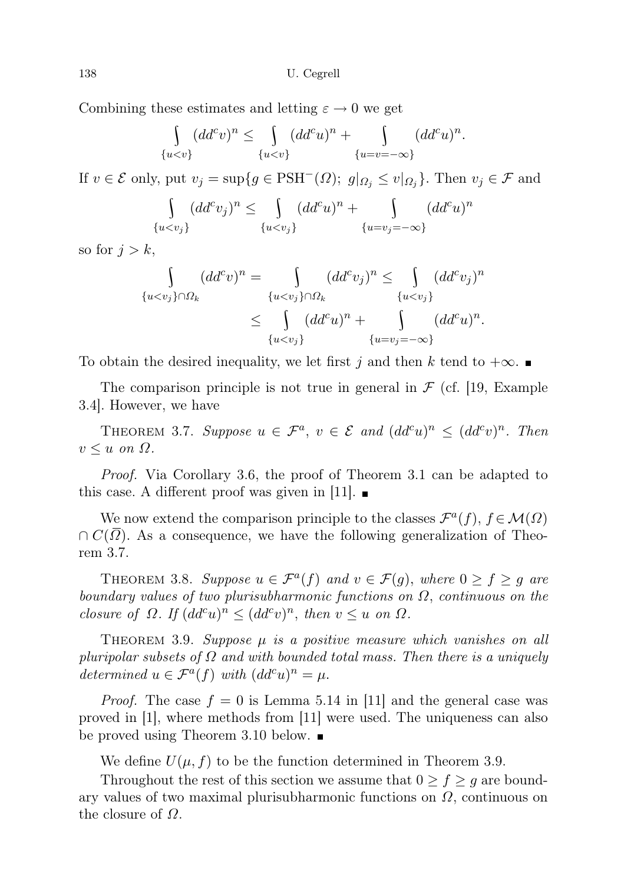Combining these estimates and letting $\varepsilon \to 0$ we get

$$\int_{\{u<v\}} (dd^c v)^n \le \int_{\{u<v\}} (dd^c u)^n + \int_{\{u=v=-\infty\}} (dd^c u)^n.$$

If $v \in \mathcal{E}$ only, put $v_j = \sup\{g \in \mathrm{PSH}^-(\Omega);\ g|_{\Omega_j} \le v|_{\Omega_j}\}$. Then $v_j \in \mathcal{F}$ and

$$\int_{\{u<v_j\}} (dd^c v_j)^n \le \int_{\{u<v_j\}} (dd^c u)^n + \int_{\{u=v_j=-\infty\}} (dd^c u)^n$$

so for $j > k$,

$$\begin{aligned}\int_{\{u<v_j\}\cap\Omega_k} (dd^c v)^n &= \int_{\{u<v_j\}\cap\Omega_k} (dd^c v_j)^n \le \int_{\{u<v_j\}} (dd^c v_j)^n \\ &\le \int_{\{u<v_j\}} (dd^c u)^n + \int_{\{u=v_j=-\infty\}} (dd^c u)^n.\end{aligned}$$

To obtain the desired inequality, we let first $j$ and then $k$ tend to $+\infty$. ∎

The comparison principle is not true in general in $\mathcal{F}$ (cf. [19, Example 3.4]. However, we have

**Theorem 3.7.** *Suppose $u \in \mathcal{F}^a$, $v \in \mathcal{E}$ and $(dd^c u)^n \le (dd^c v)^n$. Then $v \le u$ on $\Omega$.*

*Proof.* Via Corollary 3.6, the proof of Theorem 3.1 can be adapted to this case. A different proof was given in [11]. ∎

We now extend the comparison principle to the classes $\mathcal{F}^a(f)$, $f \in \mathcal{M}(\Omega) \cap C(\overline{\Omega})$. As a consequence, we have the following generalization of Theorem 3.7.

**Theorem 3.8.** *Suppose $u \in \mathcal{F}^a(f)$ and $v \in \mathcal{F}(g)$, where $0 \ge f \ge g$ are boundary values of two plurisubharmonic functions on $\Omega$, continuous on the closure of $\Omega$. If $(dd^c u)^n \le (dd^c v)^n$, then $v \le u$ on $\Omega$.*

**Theorem 3.9.** *Suppose $\mu$ is a positive measure which vanishes on all pluripolar subsets of $\Omega$ and with bounded total mass. Then there is a uniquely determined $u \in \mathcal{F}^a(f)$ with $(dd^c u)^n = \mu$.*

*Proof.* The case $f = 0$ is Lemma 5.14 in [11] and the general case was proved in [1], where methods from [11] were used. The uniqueness can also be proved using Theorem 3.10 below. ∎

We define $U(\mu, f)$ to be the function determined in Theorem 3.9.

Throughout the rest of this section we assume that $0 \ge f \ge g$ are boundary values of two maximal plurisubharmonic functions on $\Omega$, continuous on the closure of $\Omega$.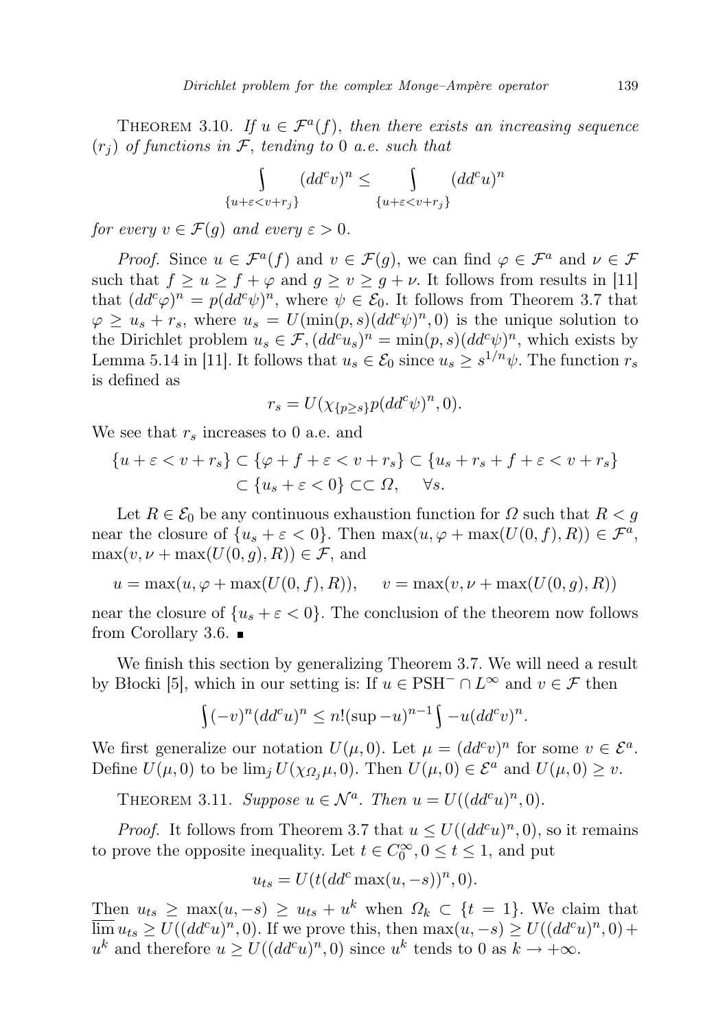Theorem 3.10. *If $u \in \mathcal{F}^a(f)$, then there exists an increasing sequence $(r_j)$ of functions in $\mathcal{F}$, tending to 0 a.e. such that*

$$\int\limits_{\{u+\varepsilon<v+r_j\}} (dd^c v)^n \le \int\limits_{\{u+\varepsilon<v+r_j\}} (dd^c u)^n$$

*for every $v \in \mathcal{F}(g)$ and every $\varepsilon > 0$.*

*Proof.* Since $u \in \mathcal{F}^a(f)$ and $v \in \mathcal{F}(g)$, we can find $\varphi \in \mathcal{F}^a$ and $\nu \in \mathcal{F}$ such that $f \ge u \ge f + \varphi$ and $g \ge v \ge g + \nu$. It follows from results in [11] that $(dd^c\varphi)^n = p(dd^c\psi)^n$, where $\psi \in \mathcal{E}_0$. It follows from Theorem 3.7 that $\varphi \ge u_s + r_s$, where $u_s = U(\min(p,s)(dd^c\psi)^n, 0)$ is the unique solution to the Dirichlet problem $u_s \in \mathcal{F}, (dd^c u_s)^n = \min(p,s)(dd^c\psi)^n$, which exists by Lemma 5.14 in [11]. It follows that $u_s \in \mathcal{E}_0$ since $u_s \ge s^{1/n}\psi$. The function $r_s$ is defined as

$$r_s = U(\chi_{\{p\ge s\}}p(dd^c\psi)^n, 0).$$

We see that $r_s$ increases to 0 a.e. and

$$\begin{aligned}\{u+\varepsilon < v + r_s\} &\subset \{\varphi + f + \varepsilon < v + r_s\} \subset \{u_s + r_s + f + \varepsilon < v + r_s\} \\ &\subset \{u_s + \varepsilon < 0\} \subset\subset \Omega, \quad \forall s.\end{aligned}$$

Let $R \in \mathcal{E}_0$ be any continuous exhaustion function for $\Omega$ such that $R < g$ near the closure of $\{u_s + \varepsilon < 0\}$. Then $\max(u, \varphi + \max(U(0,f), R)) \in \mathcal{F}^a$, $\max(v, \nu + \max(U(0,g), R)) \in \mathcal{F}$, and

$$u = \max(u, \varphi + \max(U(0,f), R)), \quad v = \max(v, \nu + \max(U(0,g), R))$$

near the closure of $\{u_s + \varepsilon < 0\}$. The conclusion of the theorem now follows from Corollary 3.6. ∎

We finish this section by generalizing Theorem 3.7. We will need a result by Błocki [5], which in our setting is: If $u \in \mathrm{PSH}^- \cap L^\infty$ and $v \in \mathcal{F}$ then

$$\int (-v)^n (dd^c u)^n \le n! (\sup -u)^{n-1} \int -u (dd^c v)^n.$$

We first generalize our notation $U(\mu, 0)$. Let $\mu = (dd^c v)^n$ for some $v \in \mathcal{E}^a$. Define $U(\mu, 0)$ to be $\lim_j U(\chi_{\Omega_j}\mu, 0)$. Then $U(\mu, 0) \in \mathcal{E}^a$ and $U(\mu, 0) \ge v$.

Theorem 3.11. *Suppose $u \in \mathcal{N}^a$. Then $u = U((dd^c u)^n, 0)$.*

*Proof.* It follows from Theorem 3.7 that $u \le U((dd^c u)^n, 0)$, so it remains to prove the opposite inequality. Let $t \in C_0^\infty, 0 \le t \le 1$, and put

$$u_{ts} = U(t(dd^c \max(u, -s))^n, 0).$$

Then $u_{ts} \ge \max(u, -s) \ge u_{ts} + u^k$ when $\Omega_k \subset \{t = 1\}$. We claim that $\overline{\lim}\, u_{ts} \ge U((dd^c u)^n, 0)$. If we prove this, then $\max(u, -s) \ge U((dd^c u)^n, 0) + u^k$ and therefore $u \ge U((dd^c u)^n, 0)$ since $u^k$ tends to 0 as $k \to +\infty$.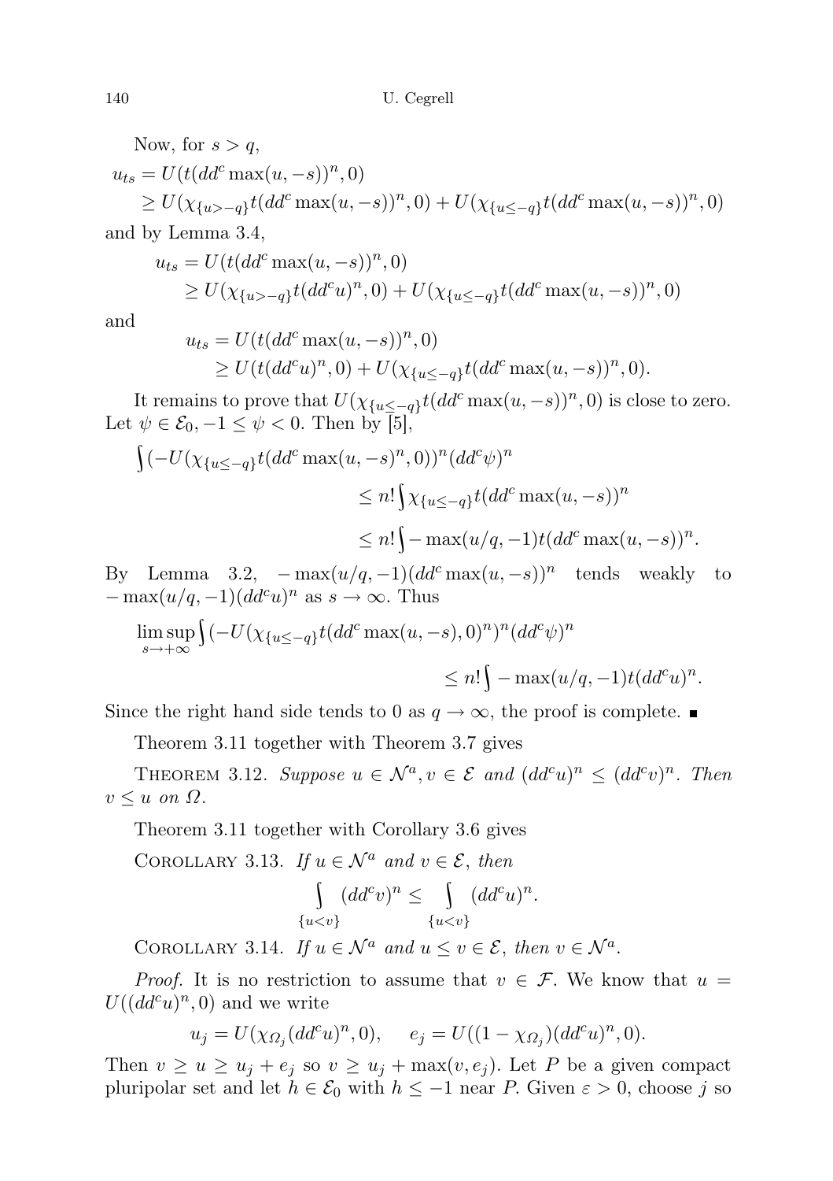Now, for $s > q$,

$$u_{ts} = U(t(dd^c \max(u,-s))^n, 0)$$
$$\geq U(\chi_{\{u>-q\}} t(dd^c \max(u,-s))^n, 0) + U(\chi_{\{u\leq -q\}} t(dd^c \max(u,-s))^n, 0)$$

and by Lemma 3.4,

$$u_{ts} = U(t(dd^c \max(u,-s))^n, 0)$$
$$\geq U(\chi_{\{u>-q\}} t(dd^c u)^n, 0) + U(\chi_{\{u\leq -q\}} t(dd^c \max(u,-s))^n, 0)$$

and

$$u_{ts} = U(t(dd^c \max(u,-s))^n, 0)$$
$$\geq U(t(dd^c u)^n, 0) + U(\chi_{\{u\leq -q\}} t(dd^c \max(u,-s))^n, 0).$$

It remains to prove that $U(\chi_{\{u\leq -q\}} t(dd^c \max(u,-s))^n, 0)$ is close to zero. Let $\psi \in \mathcal{E}_0$, $-1 \leq \psi < 0$. Then by [5],

$$\int (-U(\chi_{\{u\leq -q\}} t(dd^c \max(u,-s)^n, 0))^n (dd^c\psi)^n$$
$$\leq n! \int \chi_{\{u\leq -q\}} t(dd^c \max(u,-s))^n$$
$$\leq n! \int -\max(u/q,-1) t(dd^c \max(u,-s))^n.$$

By Lemma 3.2, $-\max(u/q,-1)(dd^c \max(u,-s))^n$ tends weakly to $-\max(u/q,-1)(dd^c u)^n$ as $s \to \infty$. Thus

$$\limsup_{s\to+\infty} \int (-U(\chi_{\{u\leq -q\}} t(dd^c \max(u,-s), 0)^n)^n (dd^c\psi)^n$$
$$\leq n! \int -\max(u/q,-1) t(dd^c u)^n.$$

Since the right hand side tends to 0 as $q \to \infty$, the proof is complete. ∎

Theorem 3.11 together with Theorem 3.7 gives

Theorem 3.12. *Suppose $u \in \mathcal{N}^a$, $v \in \mathcal{E}$ and $(dd^c u)^n \leq (dd^c v)^n$. Then $v \leq u$ on $\Omega$.*

Theorem 3.11 together with Corollary 3.6 gives

Corollary 3.13. *If $u \in \mathcal{N}^a$ and $v \in \mathcal{E}$, then*

$$\int_{\{u<v\}} (dd^c v)^n \leq \int_{\{u<v\}} (dd^c u)^n.$$

Corollary 3.14. *If $u \in \mathcal{N}^a$ and $u \leq v \in \mathcal{E}$, then $v \in \mathcal{N}^a$.*

*Proof.* It is no restriction to assume that $v \in \mathcal{F}$. We know that $u = U((dd^c u)^n, 0)$ and we write

$$u_j = U(\chi_{\Omega_j}(dd^c u)^n, 0), \quad e_j = U((1-\chi_{\Omega_j})(dd^c u)^n, 0).$$

Then $v \geq u \geq u_j + e_j$ so $v \geq u_j + \max(v, e_j)$. Let $P$ be a given compact pluripolar set and let $h \in \mathcal{E}_0$ with $h \leq -1$ near $P$. Given $\varepsilon > 0$, choose $j$ so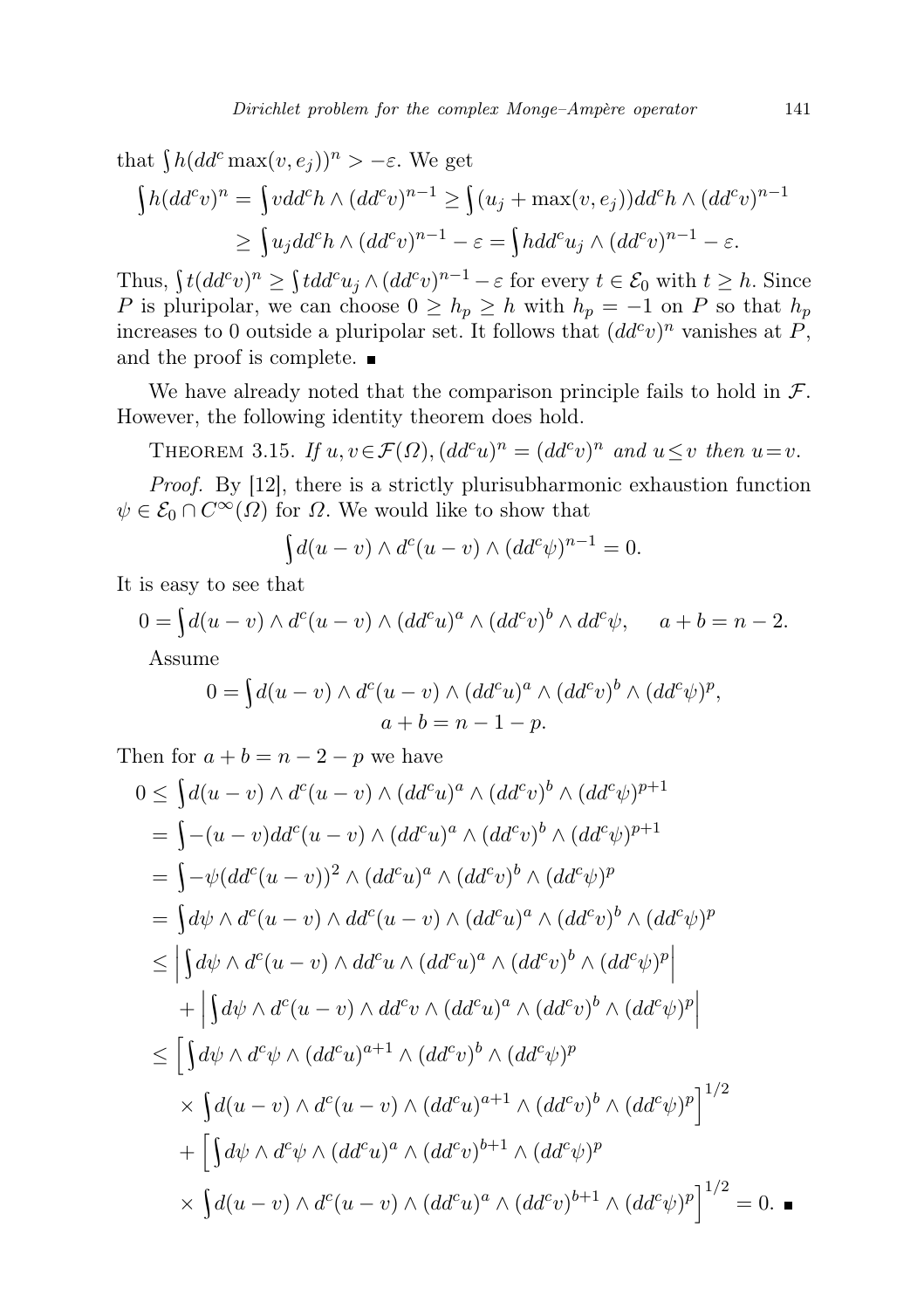that $\int h(dd^c \max(v, e_j))^n > -\varepsilon$. We get

$$\int h(dd^c v)^n = \int v dd^c h \wedge (dd^c v)^{n-1} \geq \int (u_j + \max(v, e_j)) dd^c h \wedge (dd^c v)^{n-1}$$
$$\geq \int u_j dd^c h \wedge (dd^c v)^{n-1} - \varepsilon = \int h dd^c u_j \wedge (dd^c v)^{n-1} - \varepsilon.$$

Thus, $\int t(dd^c v)^n \geq \int t dd^c u_j \wedge (dd^c v)^{n-1} - \varepsilon$ for every $t \in \mathcal{E}_0$ with $t \geq h$. Since $P$ is pluripolar, we can choose $0 \geq h_p \geq h$ with $h_p = -1$ on $P$ so that $h_p$ increases to 0 outside a pluripolar set. It follows that $(dd^c v)^n$ vanishes at $P$, and the proof is complete. ∎

We have already noted that the comparison principle fails to hold in $\mathcal{F}$. However, the following identity theorem does hold.

Theorem 3.15. *If $u, v \in \mathcal{F}(\Omega)$, $(dd^c u)^n = (dd^c v)^n$ and $u \leq v$ then $u = v$.*

*Proof.* By [12], there is a strictly plurisubharmonic exhaustion function $\psi \in \mathcal{E}_0 \cap C^\infty(\Omega)$ for $\Omega$. We would like to show that

$$\int d(u-v) \wedge d^c(u-v) \wedge (dd^c \psi)^{n-1} = 0.$$

It is easy to see that

$$0 = \int d(u-v) \wedge d^c(u-v) \wedge (dd^c u)^a \wedge (dd^c v)^b \wedge dd^c \psi, \quad a+b = n-2.$$

Assume

$$0 = \int d(u-v) \wedge d^c(u-v) \wedge (dd^c u)^a \wedge (dd^c v)^b \wedge (dd^c \psi)^p,$$
$$a+b = n-1-p.$$

Then for $a+b = n-2-p$ we have

$$\begin{aligned}
0 &\leq \int d(u-v) \wedge d^c(u-v) \wedge (dd^c u)^a \wedge (dd^c v)^b \wedge (dd^c \psi)^{p+1} \\
&= \int -(u-v) dd^c(u-v) \wedge (dd^c u)^a \wedge (dd^c v)^b \wedge (dd^c \psi)^{p+1} \\
&= \int -\psi (dd^c(u-v))^2 \wedge (dd^c u)^a \wedge (dd^c v)^b \wedge (dd^c \psi)^p \\
&= \int d\psi \wedge d^c(u-v) \wedge dd^c(u-v) \wedge (dd^c u)^a \wedge (dd^c v)^b \wedge (dd^c \psi)^p \\
&\leq \left| \int d\psi \wedge d^c(u-v) \wedge dd^c u \wedge (dd^c u)^a \wedge (dd^c v)^b \wedge (dd^c \psi)^p \right| \\
&\quad + \left| \int d\psi \wedge d^c(u-v) \wedge dd^c v \wedge (dd^c u)^a \wedge (dd^c v)^b \wedge (dd^c \psi)^p \right| \\
&\leq \Big[ \int d\psi \wedge d^c \psi \wedge (dd^c u)^{a+1} \wedge (dd^c v)^b \wedge (dd^c \psi)^p \\
&\quad \times \int d(u-v) \wedge d^c(u-v) \wedge (dd^c u)^{a+1} \wedge (dd^c v)^b \wedge (dd^c \psi)^p \Big]^{1/2} \\
&\quad + \Big[ \int d\psi \wedge d^c \psi \wedge (dd^c u)^a \wedge (dd^c v)^{b+1} \wedge (dd^c \psi)^p \\
&\quad \times \int d(u-v) \wedge d^c(u-v) \wedge (dd^c u)^a \wedge (dd^c v)^{b+1} \wedge (dd^c \psi)^p \Big]^{1/2} = 0. \quad ∎
\end{aligned}$$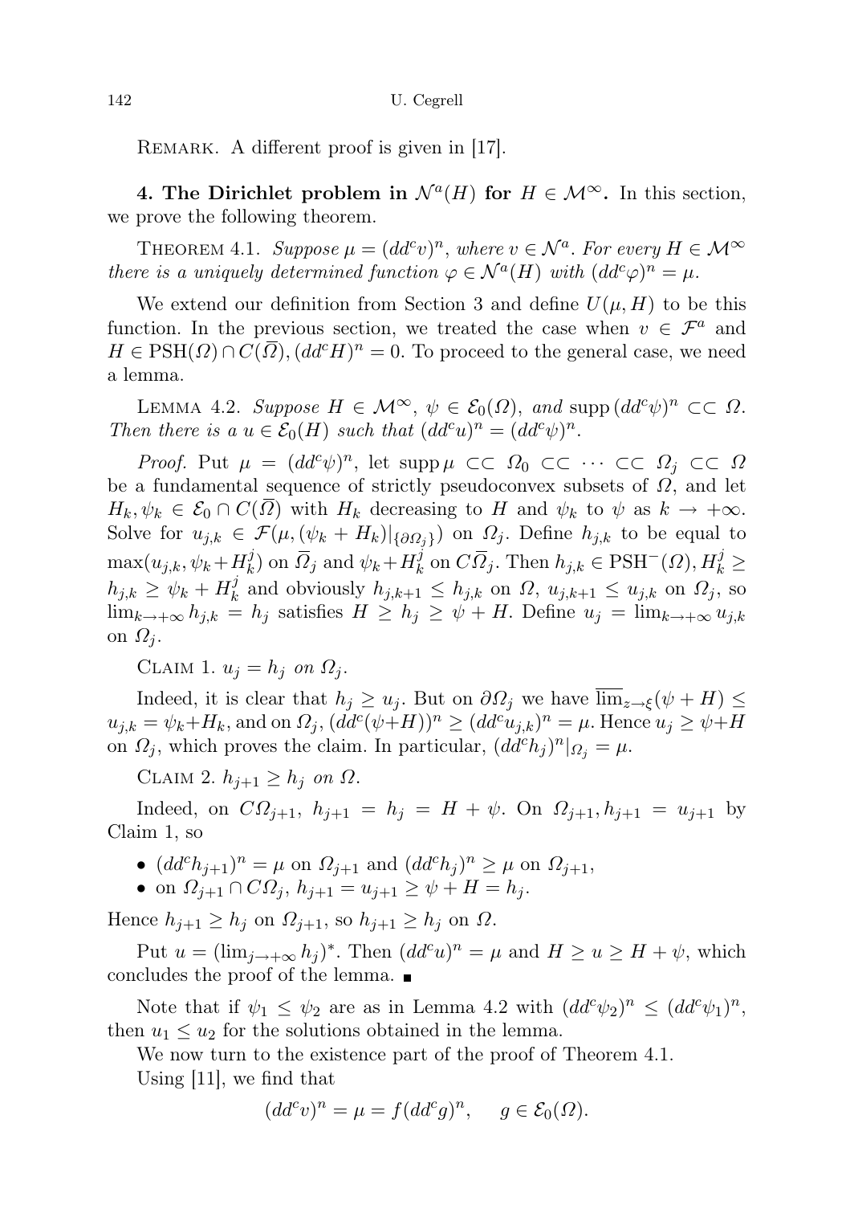REMARK. A different proof is given in [17].

**4. The Dirichlet problem in $\mathcal{N}^a(H)$ for $H \in \mathcal{M}^\infty$.** In this section, we prove the following theorem.

THEOREM 4.1. *Suppose $\mu = (dd^c v)^n$, where $v \in \mathcal{N}^a$. For every $H \in \mathcal{M}^\infty$ there is a uniquely determined function $\varphi \in \mathcal{N}^a(H)$ with $(dd^c\varphi)^n = \mu$.*

We extend our definition from Section 3 and define $U(\mu, H)$ to be this function. In the previous section, we treated the case when $v \in \mathcal{F}^a$ and $H \in \mathrm{PSH}(\Omega) \cap C(\overline{\Omega}), (dd^c H)^n = 0$. To proceed to the general case, we need a lemma.

LEMMA 4.2. *Suppose $H \in \mathcal{M}^\infty$, $\psi \in \mathcal{E}_0(\Omega)$, and $\operatorname{supp}(dd^c\psi)^n \subset\subset \Omega$. Then there is a $u \in \mathcal{E}_0(H)$ such that $(dd^c u)^n = (dd^c\psi)^n$.*

*Proof.* Put $\mu = (dd^c\psi)^n$, let $\operatorname{supp}\mu \subset\subset \Omega_0 \subset\subset \cdots \subset\subset \Omega_j \subset\subset \Omega$ be a fundamental sequence of strictly pseudoconvex subsets of $\Omega$, and let $H_k, \psi_k \in \mathcal{E}_0 \cap C(\overline{\Omega})$ with $H_k$ decreasing to $H$ and $\psi_k$ to $\psi$ as $k \to +\infty$. Solve for $u_{j,k} \in \mathcal{F}(\mu, (\psi_k + H_k)|_{\{\partial\Omega_j\}})$ on $\Omega_j$. Define $h_{j,k}$ to be equal to $\max(u_{j,k}, \psi_k + H_k^j)$ on $\overline{\Omega}_j$ and $\psi_k + H_k^j$ on $C\overline{\Omega}_j$. Then $h_{j,k} \in \mathrm{PSH}^-(\Omega), H_k^j \geq h_{j,k} \geq \psi_k + H_k^j$ and obviously $h_{j,k+1} \leq h_{j,k}$ on $\Omega$, $u_{j,k+1} \leq u_{j,k}$ on $\Omega_j$, so $\lim_{k\to+\infty} h_{j,k} = h_j$ satisfies $H \geq h_j \geq \psi + H$. Define $u_j = \lim_{k\to+\infty} u_{j,k}$ on $\Omega_j$.

CLAIM 1. *$u_j = h_j$ on $\Omega_j$.*

Indeed, it is clear that $h_j \geq u_j$. But on $\partial\Omega_j$ we have $\overline{\lim}_{z\to\xi}(\psi + H) \leq u_{j,k} = \psi_k + H_k$, and on $\Omega_j$, $(dd^c(\psi + H))^n \geq (dd^c u_{j,k})^n = \mu$. Hence $u_j \geq \psi + H$ on $\Omega_j$, which proves the claim. In particular, $(dd^c h_j)^n|_{\Omega_j} = \mu$.

CLAIM 2. *$h_{j+1} \geq h_j$ on $\Omega$.*

Indeed, on $C\Omega_{j+1}$, $h_{j+1} = h_j = H + \psi$. On $\Omega_{j+1}, h_{j+1} = u_{j+1}$ by Claim 1, so

- $(dd^c h_{j+1})^n = \mu$ on $\Omega_{j+1}$ and $(dd^c h_j)^n \geq \mu$ on $\Omega_{j+1}$,
- on $\Omega_{j+1} \cap C\Omega_j$, $h_{j+1} = u_{j+1} \geq \psi + H = h_j$.

Hence $h_{j+1} \geq h_j$ on $\Omega_{j+1}$, so $h_{j+1} \geq h_j$ on $\Omega$.

Put $u = (\lim_{j\to+\infty} h_j)^*$. Then $(dd^c u)^n = \mu$ and $H \geq u \geq H + \psi$, which concludes the proof of the lemma. ∎

Note that if $\psi_1 \leq \psi_2$ are as in Lemma 4.2 with $(dd^c\psi_2)^n \leq (dd^c\psi_1)^n$, then $u_1 \leq u_2$ for the solutions obtained in the lemma.

We now turn to the existence part of the proof of Theorem 4.1.

Using [11], we find that

$$(dd^c v)^n = \mu = f(dd^c g)^n, \quad g \in \mathcal{E}_0(\Omega).$$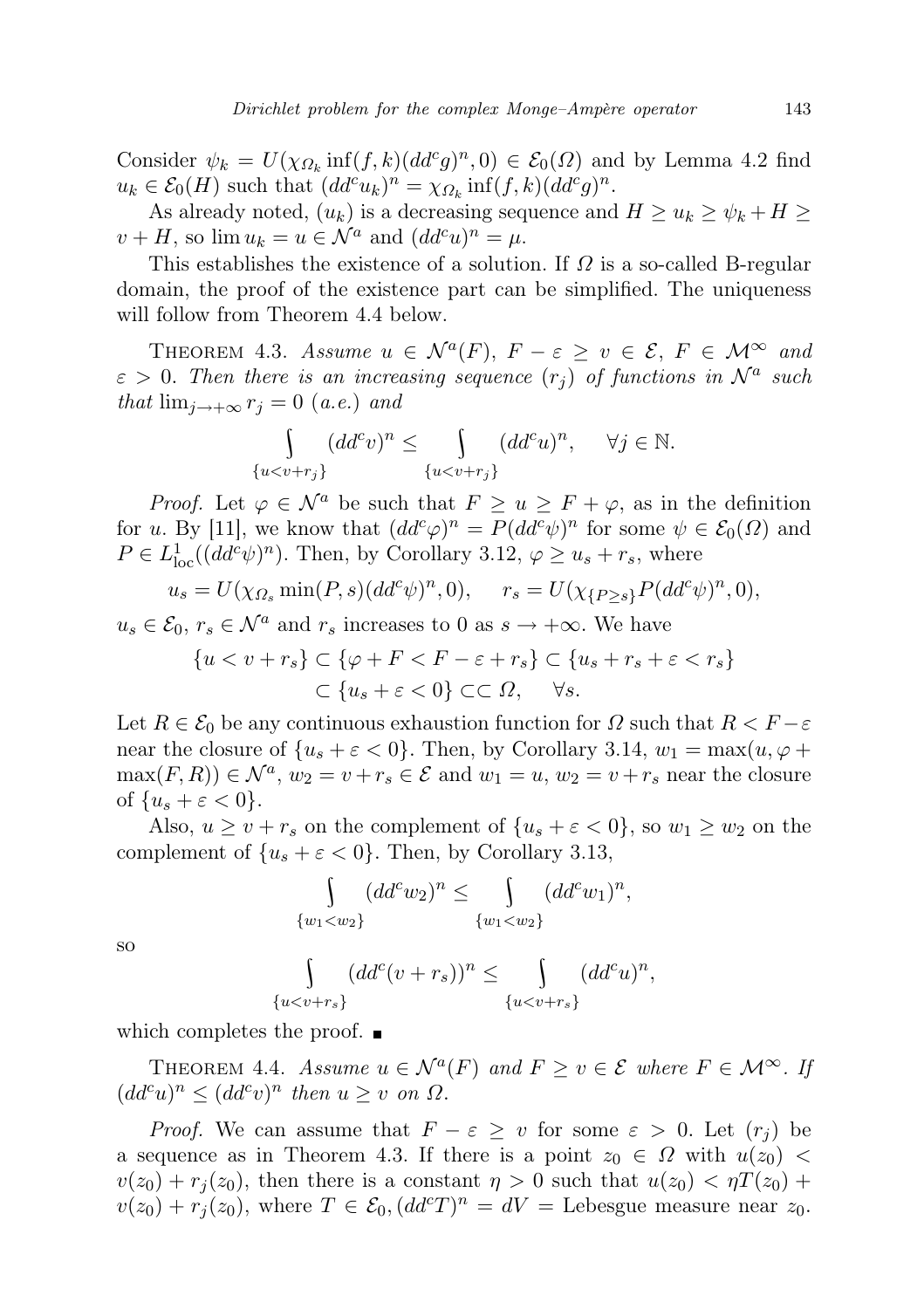Consider $\psi_k = U(\chi_{\Omega_k} \inf(f,k)(dd^c g)^n, 0) \in \mathcal{E}_0(\Omega)$ and by Lemma 4.2 find $u_k \in \mathcal{E}_0(H)$ such that $(dd^c u_k)^n = \chi_{\Omega_k} \inf(f,k)(dd^c g)^n$.

As already noted, $(u_k)$ is a decreasing sequence and $H \geq u_k \geq \psi_k + H \geq v + H$, so $\lim u_k = u \in \mathcal{N}^a$ and $(dd^c u)^n = \mu$.

This establishes the existence of a solution. If $\Omega$ is a so-called B-regular domain, the proof of the existence part can be simplified. The uniqueness will follow from Theorem 4.4 below.

THEOREM 4.3. *Assume $u \in \mathcal{N}^a(F)$, $F - \varepsilon \geq v \in \mathcal{E}$, $F \in \mathcal{M}^\infty$ and $\varepsilon > 0$. Then there is an increasing sequence $(r_j)$ of functions in $\mathcal{N}^a$ such that $\lim_{j\to+\infty} r_j = 0$ (a.e.) and*

$$\int_{\{u<v+r_j\}} (dd^c v)^n \leq \int_{\{u<v+r_j\}} (dd^c u)^n, \quad \forall j \in \mathbb{N}.$$

*Proof.* Let $\varphi \in \mathcal{N}^a$ be such that $F \geq u \geq F + \varphi$, as in the definition for $u$. By [11], we know that $(dd^c\varphi)^n = P(dd^c\psi)^n$ for some $\psi \in \mathcal{E}_0(\Omega)$ and $P \in L^1_{\mathrm{loc}}((dd^c\psi)^n)$. Then, by Corollary 3.12, $\varphi \geq u_s + r_s$, where

$$u_s = U(\chi_{\Omega_s} \min(P,s)(dd^c\psi)^n, 0), \qquad r_s = U(\chi_{\{P\geq s\}} P(dd^c\psi)^n, 0),$$

$u_s \in \mathcal{E}_0$, $r_s \in \mathcal{N}^a$ and $r_s$ increases to $0$ as $s \to +\infty$. We have

$$\{u < v + r_s\} \subset \{\varphi + F < F - \varepsilon + r_s\} \subset \{u_s + r_s + \varepsilon < r_s\}$$
$$\subset \{u_s + \varepsilon < 0\} \subset\subset \Omega, \quad \forall s.$$

Let $R \in \mathcal{E}_0$ be any continuous exhaustion function for $\Omega$ such that $R < F - \varepsilon$ near the closure of $\{u_s + \varepsilon < 0\}$. Then, by Corollary 3.14, $w_1 = \max(u, \varphi + \max(F,R)) \in \mathcal{N}^a$, $w_2 = v + r_s \in \mathcal{E}$ and $w_1 = u$, $w_2 = v + r_s$ near the closure of $\{u_s + \varepsilon < 0\}$.

Also, $u \geq v + r_s$ on the complement of $\{u_s + \varepsilon < 0\}$, so $w_1 \geq w_2$ on the complement of $\{u_s + \varepsilon < 0\}$. Then, by Corollary 3.13,

$$\int_{\{w_1<w_2\}} (dd^c w_2)^n \leq \int_{\{w_1<w_2\}} (dd^c w_1)^n,$$

so

$$\int_{\{u<v+r_s\}} (dd^c(v+r_s))^n \leq \int_{\{u<v+r_s\}} (dd^c u)^n,$$

which completes the proof. ∎

THEOREM 4.4. *Assume $u \in \mathcal{N}^a(F)$ and $F \geq v \in \mathcal{E}$ where $F \in \mathcal{M}^\infty$. If $(dd^c u)^n \leq (dd^c v)^n$ then $u \geq v$ on $\Omega$.*

*Proof.* We can assume that $F - \varepsilon \geq v$ for some $\varepsilon > 0$. Let $(r_j)$ be a sequence as in Theorem 4.3. If there is a point $z_0 \in \Omega$ with $u(z_0) < v(z_0) + r_j(z_0)$, then there is a constant $\eta > 0$ such that $u(z_0) < \eta T(z_0) + v(z_0) + r_j(z_0)$, where $T \in \mathcal{E}_0, (dd^c T)^n = dV =$ Lebesgue measure near $z_0$.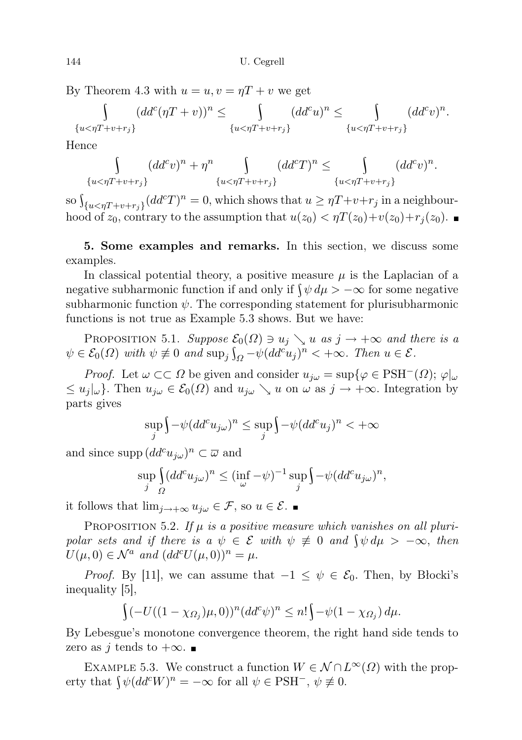By Theorem 4.3 with $u = u, v = \eta T + v$ we get

$$\int_{\{u<\eta T+v+r_j\}} (dd^c(\eta T+v))^n \le \int_{\{u<\eta T+v+r_j\}} (dd^c u)^n \le \int_{\{u<\eta T+v+r_j\}} (dd^c v)^n.$$

Hence

$$\int_{\{u<\eta T+v+r_j\}} (dd^c v)^n + \eta^n \int_{\{u<\eta T+v+r_j\}} (dd^c T)^n \le \int_{\{u<\eta T+v+r_j\}} (dd^c v)^n.$$

so $\int_{\{u<\eta T+v+r_j\}} (dd^c T)^n = 0$, which shows that $u \ge \eta T + v + r_j$ in a neighbourhood of $z_0$, contrary to the assumption that $u(z_0) < \eta T(z_0) + v(z_0) + r_j(z_0)$. ∎

**5. Some examples and remarks.** In this section, we discuss some examples.

In classical potential theory, a positive measure $\mu$ is the Laplacian of a negative subharmonic function if and only if $\int \psi\, d\mu > -\infty$ for some negative subharmonic function $\psi$. The corresponding statement for plurisubharmonic functions is not true as Example 5.3 shows. But we have:

PROPOSITION 5.1. *Suppose $\mathcal{E}_0(\Omega) \ni u_j \searrow u$ as $j \to +\infty$ and there is a $\psi \in \mathcal{E}_0(\Omega)$ with $\psi \not\equiv 0$ and $\sup_j \int_\Omega -\psi (dd^c u_j)^n < +\infty$. Then $u \in \mathcal{E}$.*

*Proof.* Let $\omega \subset\subset \Omega$ be given and consider $u_{j\omega} = \sup\{\varphi \in \mathrm{PSH}^-(\Omega);\ \varphi|_\omega \le u_j|_\omega\}$. Then $u_{j\omega} \in \mathcal{E}_0(\Omega)$ and $u_{j\omega} \searrow u$ on $\omega$ as $j \to +\infty$. Integration by parts gives

$$\sup_j \int -\psi (dd^c u_{j\omega})^n \le \sup_j \int -\psi (dd^c u_j)^n < +\infty$$

and since $\operatorname{supp} (dd^c u_{j\omega})^n \subset \overline{\omega}$ and

$$\sup_j \int_\Omega (dd^c u_{j\omega})^n \le (\inf_\omega -\psi)^{-1} \sup_j \int -\psi (dd^c u_{j\omega})^n,$$

it follows that $\lim_{j\to+\infty} u_{j\omega} \in \mathcal{F}$, so $u \in \mathcal{E}$. ∎

PROPOSITION 5.2. *If $\mu$ is a positive measure which vanishes on all pluripolar sets and if there is a $\psi \in \mathcal{E}$ with $\psi \not\equiv 0$ and $\int \psi\, d\mu > -\infty$, then $U(\mu, 0) \in \mathcal{N}^a$ and $(dd^c U(\mu, 0))^n = \mu$.*

*Proof.* By [11], we can assume that $-1 \le \psi \in \mathcal{E}_0$. Then, by Błocki's inequality [5],

$$\int (-U((1-\chi_{\Omega_j})\mu, 0))^n (dd^c \psi)^n \le n! \int -\psi (1-\chi_{\Omega_j})\, d\mu.$$

By Lebesgue's monotone convergence theorem, the right hand side tends to zero as $j$ tends to $+\infty$. ∎

EXAMPLE 5.3. We construct a function $W \in \mathcal{N} \cap L^\infty(\Omega)$ with the property that $\int \psi (dd^c W)^n = -\infty$ for all $\psi \in \mathrm{PSH}^-$, $\psi \not\equiv 0$.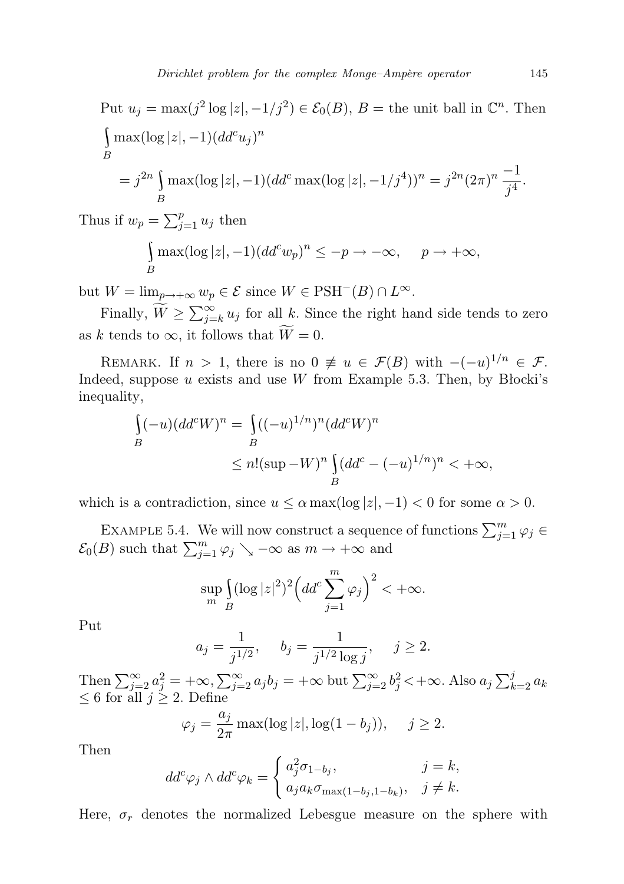Put $u_j = \max(j^2 \log|z|, -1/j^2) \in \mathcal{E}_0(B)$, $B =$ the unit ball in $\mathbb{C}^n$. Then

$$\int_B \max(\log|z|, -1)(dd^c u_j)^n$$
$$= j^{2n} \int_B \max(\log|z|, -1)(dd^c \max(\log|z|, -1/j^4))^n = j^{2n}(2\pi)^n \frac{-1}{j^4}.$$

Thus if $w_p = \sum_{j=1}^p u_j$ then

$$\int_B \max(\log|z|, -1)(dd^c w_p)^n \le -p \to -\infty, \quad p \to +\infty,$$

but $W = \lim_{p\to+\infty} w_p \in \mathcal{E}$ since $W \in \mathrm{PSH}^-(B) \cap L^\infty$.

Finally, $\widetilde{W} \ge \sum_{j=k}^\infty u_j$ for all $k$. Since the right hand side tends to zero as $k$ tends to $\infty$, it follows that $\widetilde{W} = 0$.

Remark. If $n > 1$, there is no $0 \not\equiv u \in \mathcal{F}(B)$ with $-(-u)^{1/n} \in \mathcal{F}$. Indeed, suppose $u$ exists and use $W$ from Example 5.3. Then, by Błocki's inequality,

$$\int_B (-u)(dd^c W)^n = \int_B ((-u)^{1/n})^n (dd^c W)^n$$
$$\le n!(\sup -W)^n \int_B (dd^c - (-u)^{1/n})^n < +\infty,$$

which is a contradiction, since $u \le \alpha \max(\log|z|, -1) < 0$ for some $\alpha > 0$.

Example 5.4. We will now construct a sequence of functions $\sum_{j=1}^m \varphi_j \in \mathcal{E}_0(B)$ such that $\sum_{j=1}^m \varphi_j \searrow -\infty$ as $m \to +\infty$ and

$$\sup_m \int_B (\log|z|^2)^2 \Big(dd^c \sum_{j=1}^m \varphi_j\Big)^2 < +\infty.$$

Put

$$a_j = \frac{1}{j^{1/2}}, \quad b_j = \frac{1}{j^{1/2}\log j}, \quad j \ge 2.$$

Then $\sum_{j=2}^\infty a_j^2 = +\infty$, $\sum_{j=2}^\infty a_j b_j = +\infty$ but $\sum_{j=2}^\infty b_j^2 < +\infty$. Also $a_j \sum_{k=2}^j a_k \le 6$ for all $j \ge 2$. Define

$$\varphi_j = \frac{a_j}{2\pi} \max(\log|z|, \log(1 - b_j)), \quad j \ge 2.$$

Then

$$dd^c\varphi_j \wedge dd^c\varphi_k = \begin{cases} a_j^2 \sigma_{1-b_j}, & j = k, \\ a_j a_k \sigma_{\max(1-b_j, 1-b_k)}, & j \ne k. \end{cases}$$

Here, $\sigma_r$ denotes the normalized Lebesgue measure on the sphere with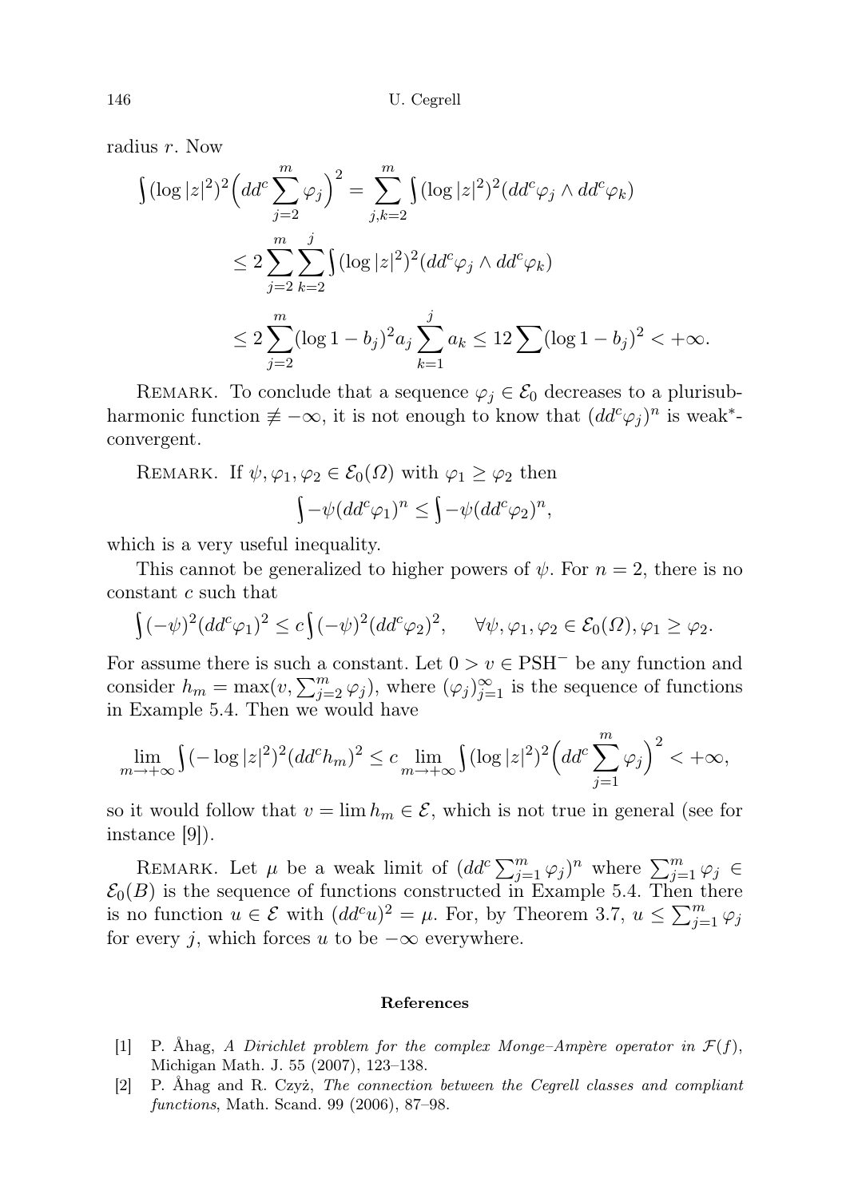radius $r$. Now

$$\begin{aligned}
\int (\log |z|^2)^2 \Big( dd^c \sum_{j=2}^{m} \varphi_j \Big)^2 &= \sum_{j,k=2}^{m} \int (\log |z|^2)^2 (dd^c\varphi_j \wedge dd^c\varphi_k) \\
&\le 2 \sum_{j=2}^{m} \sum_{k=2}^{j} \int (\log |z|^2)^2 (dd^c\varphi_j \wedge dd^c\varphi_k) \\
&\le 2 \sum_{j=2}^{m} (\log 1 - b_j)^2 a_j \sum_{k=1}^{j} a_k \le 12 \sum (\log 1 - b_j)^2 < +\infty.
\end{aligned}$$

Remark. To conclude that a sequence $\varphi_j \in \mathcal{E}_0$ decreases to a plurisubharmonic function $\not\equiv -\infty$, it is not enough to know that $(dd^c\varphi_j)^n$ is weak*-convergent.

Remark. If $\psi, \varphi_1, \varphi_2 \in \mathcal{E}_0(\Omega)$ with $\varphi_1 \ge \varphi_2$ then

$$\int -\psi (dd^c\varphi_1)^n \le \int -\psi (dd^c\varphi_2)^n,$$

which is a very useful inequality.

This cannot be generalized to higher powers of $\psi$. For $n = 2$, there is no constant $c$ such that

$$\int (-\psi)^2 (dd^c\varphi_1)^2 \le c \int (-\psi)^2 (dd^c\varphi_2)^2, \qquad \forall \psi, \varphi_1, \varphi_2 \in \mathcal{E}_0(\Omega), \varphi_1 \ge \varphi_2.$$

For assume there is such a constant. Let $0 > v \in \mathrm{PSH}^-$ be any function and consider $h_m = \max(v, \sum_{j=2}^{m} \varphi_j)$, where $(\varphi_j)_{j=1}^{\infty}$ is the sequence of functions in Example 5.4. Then we would have

$$\lim_{m \to +\infty} \int (-\log |z|^2)^2 (dd^c h_m)^2 \le c \lim_{m \to +\infty} \int (\log |z|^2)^2 \Big( dd^c \sum_{j=1}^{m} \varphi_j \Big)^2 < +\infty,$$

so it would follow that $v = \lim h_m \in \mathcal{E}$, which is not true in general (see for instance [9]).

Remark. Let $\mu$ be a weak limit of $(dd^c \sum_{j=1}^{m} \varphi_j)^n$ where $\sum_{j=1}^{m} \varphi_j \in \mathcal{E}_0(B)$ is the sequence of functions constructed in Example 5.4. Then there is no function $u \in \mathcal{E}$ with $(dd^c u)^2 = \mu$. For, by Theorem 3.7, $u \le \sum_{j=1}^{m} \varphi_j$ for every $j$, which forces $u$ to be $-\infty$ everywhere.

## References

[1] P. Åhag, *A Dirichlet problem for the complex Monge–Ampère operator in $\mathcal{F}(f)$*, Michigan Math. J. 55 (2007), 123–138.

[2] P. Åhag and R. Czyż, *The connection between the Cegrell classes and compliant functions*, Math. Scand. 99 (2006), 87–98.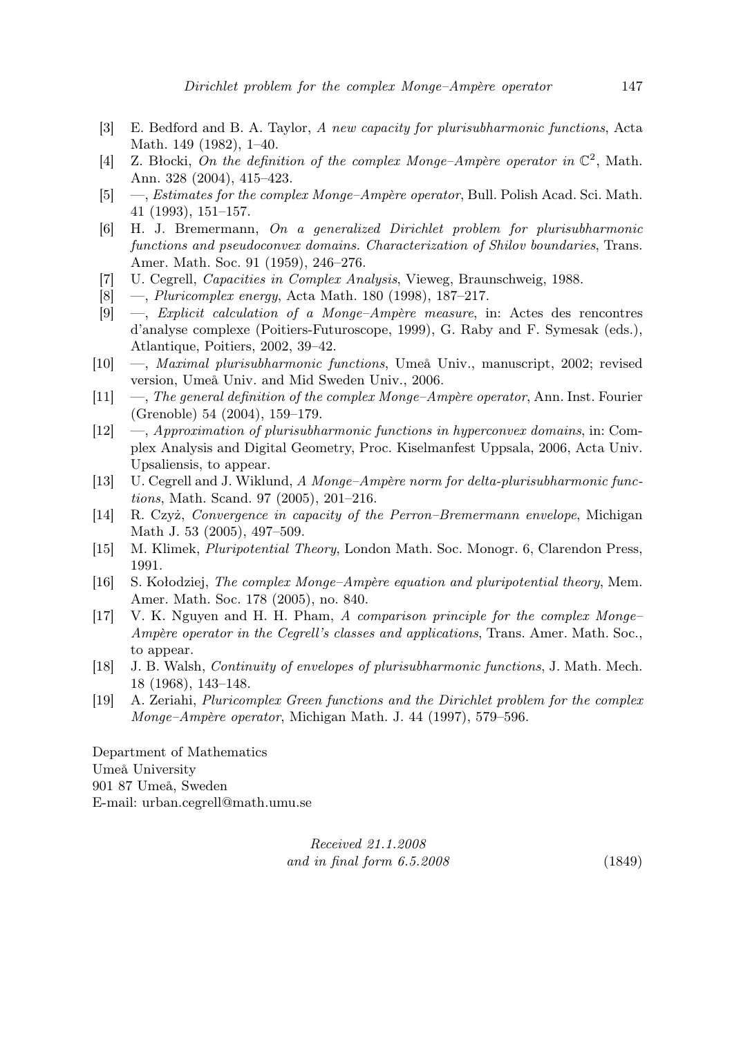[3] E. Bedford and B. A. Taylor, *A new capacity for plurisubharmonic functions*, Acta Math. 149 (1982), 1–40.

[4] Z. Błocki, *On the definition of the complex Monge–Ampère operator in* $\mathbb{C}^2$, Math. Ann. 328 (2004), 415–423.

[5] —, *Estimates for the complex Monge–Ampère operator*, Bull. Polish Acad. Sci. Math. 41 (1993), 151–157.

[6] H. J. Bremermann, *On a generalized Dirichlet problem for plurisubharmonic functions and pseudoconvex domains. Characterization of Shilov boundaries*, Trans. Amer. Math. Soc. 91 (1959), 246–276.

[7] U. Cegrell, *Capacities in Complex Analysis*, Vieweg, Braunschweig, 1988.

[8] —, *Pluricomplex energy*, Acta Math. 180 (1998), 187–217.

[9] —, *Explicit calculation of a Monge–Ampère measure*, in: Actes des rencontres d'analyse complexe (Poitiers-Futuroscope, 1999), G. Raby and F. Symesak (eds.), Atlantique, Poitiers, 2002, 39–42.

[10] —, *Maximal plurisubharmonic functions*, Umeå Univ., manuscript, 2002; revised version, Umeå Univ. and Mid Sweden Univ., 2006.

[11] —, *The general definition of the complex Monge–Ampère operator*, Ann. Inst. Fourier (Grenoble) 54 (2004), 159–179.

[12] —, *Approximation of plurisubharmonic functions in hyperconvex domains*, in: Complex Analysis and Digital Geometry, Proc. Kiselmanfest Uppsala, 2006, Acta Univ. Upsaliensis, to appear.

[13] U. Cegrell and J. Wiklund, *A Monge–Ampère norm for delta-plurisubharmonic functions*, Math. Scand. 97 (2005), 201–216.

[14] R. Czyż, *Convergence in capacity of the Perron–Bremermann envelope*, Michigan Math J. 53 (2005), 497–509.

[15] M. Klimek, *Pluripotential Theory*, London Math. Soc. Monogr. 6, Clarendon Press, 1991.

[16] S. Kołodziej, *The complex Monge–Ampère equation and pluripotential theory*, Mem. Amer. Math. Soc. 178 (2005), no. 840.

[17] V. K. Nguyen and H. H. Pham, *A comparison principle for the complex Monge–Ampère operator in the Cegrell's classes and applications*, Trans. Amer. Math. Soc., to appear.

[18] J. B. Walsh, *Continuity of envelopes of plurisubharmonic functions*, J. Math. Mech. 18 (1968), 143–148.

[19] A. Zeriahi, *Pluricomplex Green functions and the Dirichlet problem for the complex Monge–Ampère operator*, Michigan Math. J. 44 (1997), 579–596.

Department of Mathematics
Umeå University
901 87 Umeå, Sweden
E-mail: urban.cegrell@math.umu.se

*Received 21.1.2008*
*and in final form 6.5.2008* (1849)